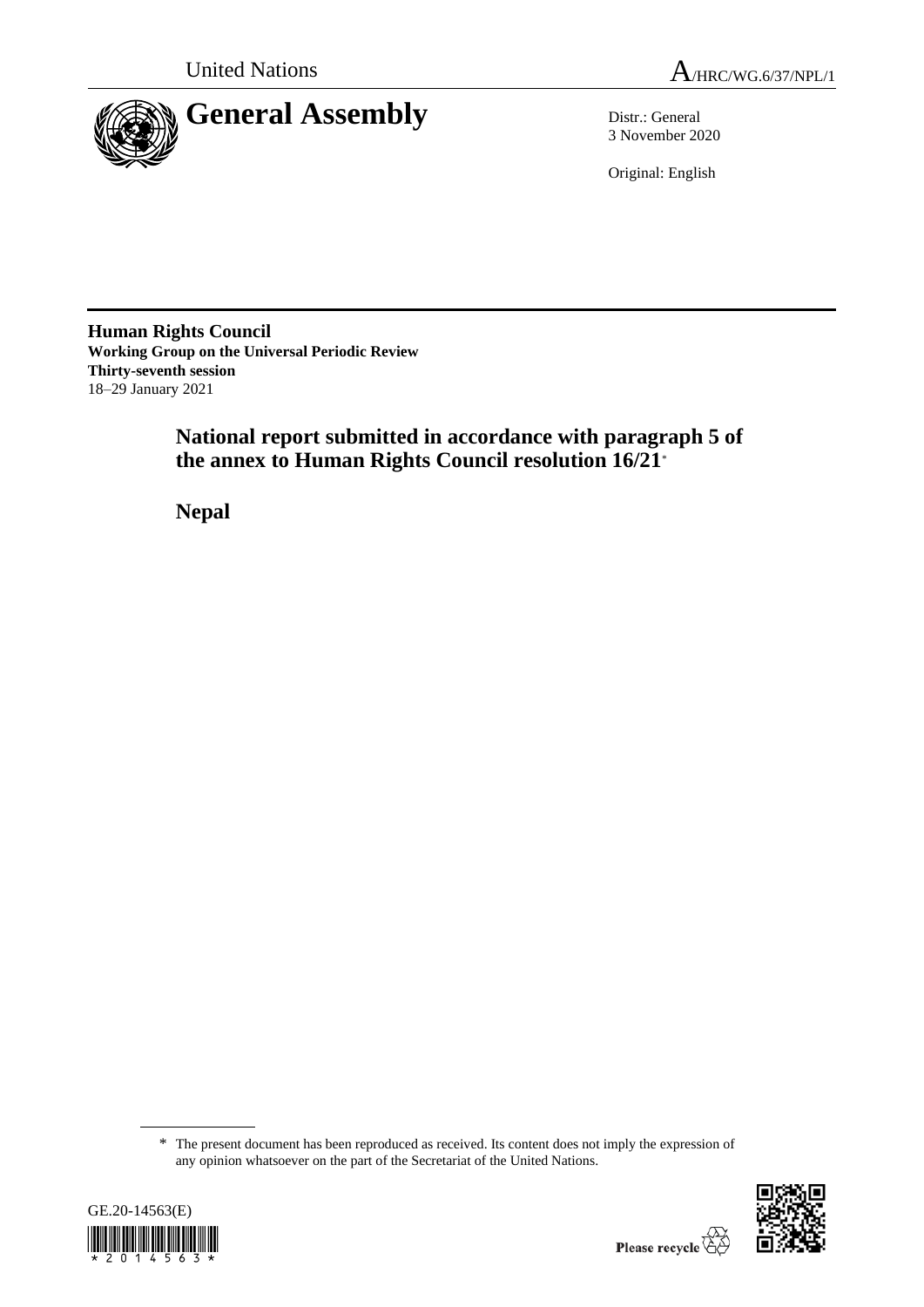United Nations A/HRC/WG.6/37/NPL/1

# General Assembly

Distr.: General
3 November 2020

Original: English

**Human Rights Council**
**Working Group on the Universal Periodic Review**
**Thirty-seventh session**
18–29 January 2021

## National report submitted in accordance with paragraph 5 of the annex to Human Rights Council resolution 16/21*

## Nepal

\* The present document has been reproduced as received. Its content does not imply the expression of any opinion whatsoever on the part of the Secretariat of the United Nations.

GE.20-14563(E)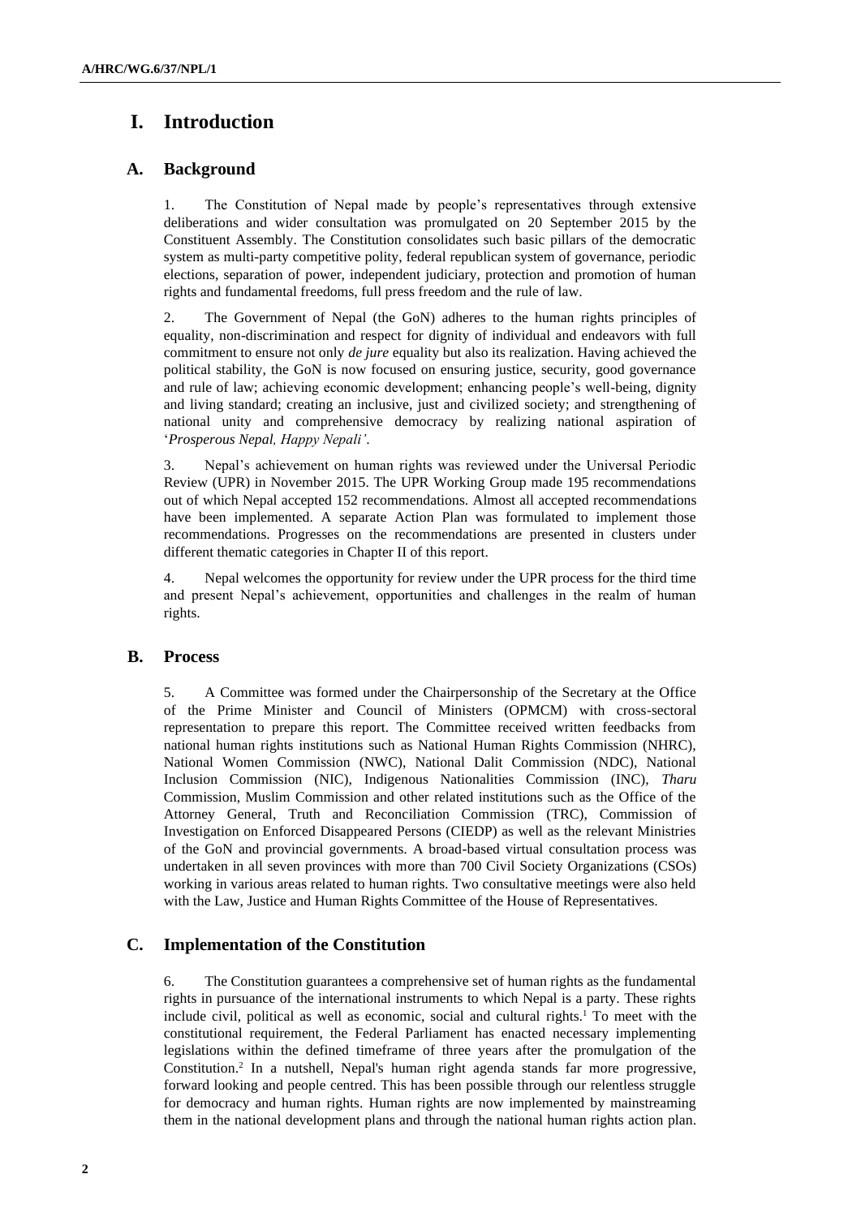# I. Introduction

## A. Background

1. The Constitution of Nepal made by people's representatives through extensive deliberations and wider consultation was promulgated on 20 September 2015 by the Constituent Assembly. The Constitution consolidates such basic pillars of the democratic system as multi-party competitive polity, federal republican system of governance, periodic elections, separation of power, independent judiciary, protection and promotion of human rights and fundamental freedoms, full press freedom and the rule of law.

2. The Government of Nepal (the GoN) adheres to the human rights principles of equality, non-discrimination and respect for dignity of individual and endeavors with full commitment to ensure not only *de jure* equality but also its realization. Having achieved the political stability, the GoN is now focused on ensuring justice, security, good governance and rule of law; achieving economic development; enhancing people's well-being, dignity and living standard; creating an inclusive, just and civilized society; and strengthening of national unity and comprehensive democracy by realizing national aspiration of '*Prosperous Nepal, Happy Nepali'*.

3. Nepal's achievement on human rights was reviewed under the Universal Periodic Review (UPR) in November 2015. The UPR Working Group made 195 recommendations out of which Nepal accepted 152 recommendations. Almost all accepted recommendations have been implemented. A separate Action Plan was formulated to implement those recommendations. Progresses on the recommendations are presented in clusters under different thematic categories in Chapter II of this report.

4. Nepal welcomes the opportunity for review under the UPR process for the third time and present Nepal's achievement, opportunities and challenges in the realm of human rights.

## B. Process

5. A Committee was formed under the Chairpersonship of the Secretary at the Office of the Prime Minister and Council of Ministers (OPMCM) with cross-sectoral representation to prepare this report. The Committee received written feedbacks from national human rights institutions such as National Human Rights Commission (NHRC), National Women Commission (NWC), National Dalit Commission (NDC), National Inclusion Commission (NIC), Indigenous Nationalities Commission (INC), *Tharu* Commission, Muslim Commission and other related institutions such as the Office of the Attorney General, Truth and Reconciliation Commission (TRC), Commission of Investigation on Enforced Disappeared Persons (CIEDP) as well as the relevant Ministries of the GoN and provincial governments. A broad-based virtual consultation process was undertaken in all seven provinces with more than 700 Civil Society Organizations (CSOs) working in various areas related to human rights. Two consultative meetings were also held with the Law, Justice and Human Rights Committee of the House of Representatives.

## C. Implementation of the Constitution

6. The Constitution guarantees a comprehensive set of human rights as the fundamental rights in pursuance of the international instruments to which Nepal is a party. These rights include civil, political as well as economic, social and cultural rights.[1] To meet with the constitutional requirement, the Federal Parliament has enacted necessary implementing legislations within the defined timeframe of three years after the promulgation of the Constitution.[2] In a nutshell, Nepal's human right agenda stands far more progressive, forward looking and people centred. This has been possible through our relentless struggle for democracy and human rights. Human rights are now implemented by mainstreaming them in the national development plans and through the national human rights action plan.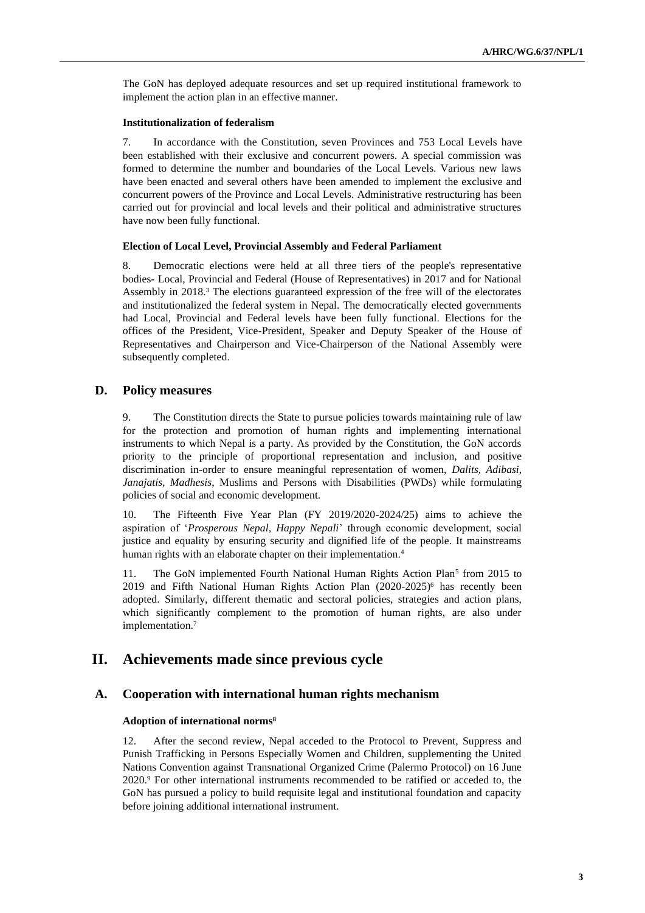The GoN has deployed adequate resources and set up required institutional framework to implement the action plan in an effective manner.

#### Institutionalization of federalism

7. In accordance with the Constitution, seven Provinces and 753 Local Levels have been established with their exclusive and concurrent powers. A special commission was formed to determine the number and boundaries of the Local Levels. Various new laws have been enacted and several others have been amended to implement the exclusive and concurrent powers of the Province and Local Levels. Administrative restructuring has been carried out for provincial and local levels and their political and administrative structures have now been fully functional.

#### Election of Local Level, Provincial Assembly and Federal Parliament

8. Democratic elections were held at all three tiers of the people's representative bodies- Local, Provincial and Federal (House of Representatives) in 2017 and for National Assembly in 2018.[3] The elections guaranteed expression of the free will of the electorates and institutionalized the federal system in Nepal. The democratically elected governments had Local, Provincial and Federal levels have been fully functional. Elections for the offices of the President, Vice-President, Speaker and Deputy Speaker of the House of Representatives and Chairperson and Vice-Chairperson of the National Assembly were subsequently completed.

## D. Policy measures

9. The Constitution directs the State to pursue policies towards maintaining rule of law for the protection and promotion of human rights and implementing international instruments to which Nepal is a party. As provided by the Constitution, the GoN accords priority to the principle of proportional representation and inclusion, and positive discrimination in-order to ensure meaningful representation of women, *Dalits, Adibasi, Janajatis, Madhesis*, Muslims and Persons with Disabilities (PWDs) while formulating policies of social and economic development.

10. The Fifteenth Five Year Plan (FY 2019/2020-2024/25) aims to achieve the aspiration of '*Prosperous Nepal, Happy Nepali*' through economic development, social justice and equality by ensuring security and dignified life of the people. It mainstreams human rights with an elaborate chapter on their implementation.[4]

11. The GoN implemented Fourth National Human Rights Action Plan[5] from 2015 to 2019 and Fifth National Human Rights Action Plan (2020-2025)[6] has recently been adopted. Similarly, different thematic and sectoral policies, strategies and action plans, which significantly complement to the promotion of human rights, are also under implementation.[7]

# II. Achievements made since previous cycle

## A. Cooperation with international human rights mechanism

#### Adoption of international norms[8]

12. After the second review, Nepal acceded to the Protocol to Prevent, Suppress and Punish Trafficking in Persons Especially Women and Children, supplementing the United Nations Convention against Transnational Organized Crime (Palermo Protocol) on 16 June 2020.[9] For other international instruments recommended to be ratified or acceded to, the GoN has pursued a policy to build requisite legal and institutional foundation and capacity before joining additional international instrument.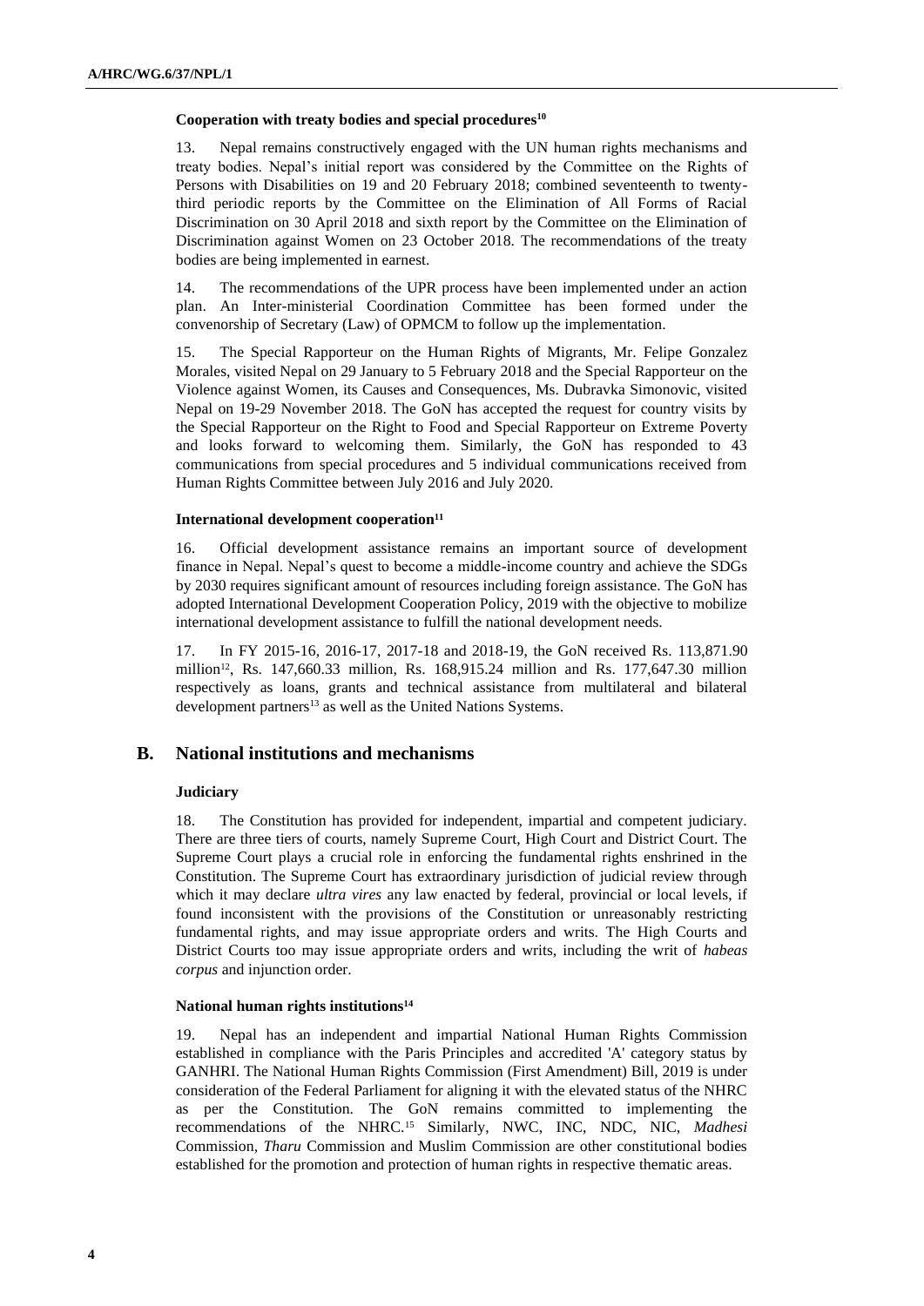#### Cooperation with treaty bodies and special procedures[10]

13. Nepal remains constructively engaged with the UN human rights mechanisms and treaty bodies. Nepal's initial report was considered by the Committee on the Rights of Persons with Disabilities on 19 and 20 February 2018; combined seventeenth to twenty-third periodic reports by the Committee on the Elimination of All Forms of Racial Discrimination on 30 April 2018 and sixth report by the Committee on the Elimination of Discrimination against Women on 23 October 2018. The recommendations of the treaty bodies are being implemented in earnest.

14. The recommendations of the UPR process have been implemented under an action plan. An Inter-ministerial Coordination Committee has been formed under the convenorship of Secretary (Law) of OPMCM to follow up the implementation.

15. The Special Rapporteur on the Human Rights of Migrants, Mr. Felipe Gonzalez Morales, visited Nepal on 29 January to 5 February 2018 and the Special Rapporteur on the Violence against Women, its Causes and Consequences, Ms. Dubravka Simonovic, visited Nepal on 19-29 November 2018. The GoN has accepted the request for country visits by the Special Rapporteur on the Right to Food and Special Rapporteur on Extreme Poverty and looks forward to welcoming them. Similarly, the GoN has responded to 43 communications from special procedures and 5 individual communications received from Human Rights Committee between July 2016 and July 2020.

#### International development cooperation[11]

16. Official development assistance remains an important source of development finance in Nepal. Nepal's quest to become a middle-income country and achieve the SDGs by 2030 requires significant amount of resources including foreign assistance. The GoN has adopted International Development Cooperation Policy, 2019 with the objective to mobilize international development assistance to fulfill the national development needs.

17. In FY 2015-16, 2016-17, 2017-18 and 2018-19, the GoN received Rs. 113,871.90 million[12], Rs. 147,660.33 million, Rs. 168,915.24 million and Rs. 177,647.30 million respectively as loans, grants and technical assistance from multilateral and bilateral development partners[13] as well as the United Nations Systems.

## B. National institutions and mechanisms

#### Judiciary

18. The Constitution has provided for independent, impartial and competent judiciary. There are three tiers of courts, namely Supreme Court, High Court and District Court. The Supreme Court plays a crucial role in enforcing the fundamental rights enshrined in the Constitution. The Supreme Court has extraordinary jurisdiction of judicial review through which it may declare *ultra vires* any law enacted by federal, provincial or local levels, if found inconsistent with the provisions of the Constitution or unreasonably restricting fundamental rights, and may issue appropriate orders and writs. The High Courts and District Courts too may issue appropriate orders and writs, including the writ of *habeas corpus* and injunction order.

#### National human rights institutions[14]

19. Nepal has an independent and impartial National Human Rights Commission established in compliance with the Paris Principles and accredited 'A' category status by GANHRI. The National Human Rights Commission (First Amendment) Bill, 2019 is under consideration of the Federal Parliament for aligning it with the elevated status of the NHRC as per the Constitution. The GoN remains committed to implementing the recommendations of the NHRC.[15] Similarly, NWC, INC, NDC, NIC, *Madhesi* Commission, *Tharu* Commission and Muslim Commission are other constitutional bodies established for the promotion and protection of human rights in respective thematic areas.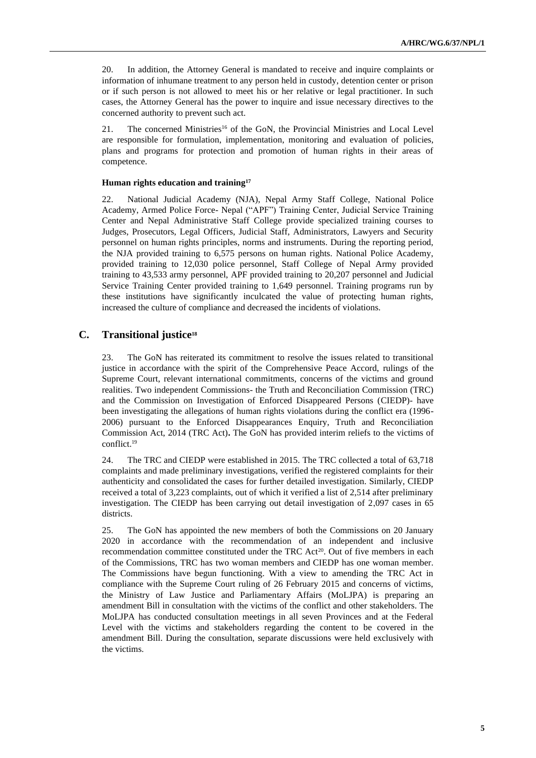20. In addition, the Attorney General is mandated to receive and inquire complaints or information of inhumane treatment to any person held in custody, detention center or prison or if such person is not allowed to meet his or her relative or legal practitioner. In such cases, the Attorney General has the power to inquire and issue necessary directives to the concerned authority to prevent such act.

21. The concerned Ministries[16] of the GoN, the Provincial Ministries and Local Level are responsible for formulation, implementation, monitoring and evaluation of policies, plans and programs for protection and promotion of human rights in their areas of competence.

#### Human rights education and training[17]

22. National Judicial Academy (NJA), Nepal Army Staff College, National Police Academy, Armed Police Force- Nepal ("APF") Training Center, Judicial Service Training Center and Nepal Administrative Staff College provide specialized training courses to Judges, Prosecutors, Legal Officers, Judicial Staff, Administrators, Lawyers and Security personnel on human rights principles, norms and instruments. During the reporting period, the NJA provided training to 6,575 persons on human rights. National Police Academy, provided training to 12,030 police personnel, Staff College of Nepal Army provided training to 43,533 army personnel, APF provided training to 20,207 personnel and Judicial Service Training Center provided training to 1,649 personnel. Training programs run by these institutions have significantly inculcated the value of protecting human rights, increased the culture of compliance and decreased the incidents of violations.

## C. Transitional justice[18]

23. The GoN has reiterated its commitment to resolve the issues related to transitional justice in accordance with the spirit of the Comprehensive Peace Accord, rulings of the Supreme Court, relevant international commitments, concerns of the victims and ground realities. Two independent Commissions- the Truth and Reconciliation Commission (TRC) and the Commission on Investigation of Enforced Disappeared Persons (CIEDP)- have been investigating the allegations of human rights violations during the conflict era (1996-2006) pursuant to the Enforced Disappearances Enquiry, Truth and Reconciliation Commission Act, 2014 (TRC Act)**.** The GoN has provided interim reliefs to the victims of conflict.[19]

24. The TRC and CIEDP were established in 2015. The TRC collected a total of 63,718 complaints and made preliminary investigations, verified the registered complaints for their authenticity and consolidated the cases for further detailed investigation. Similarly, CIEDP received a total of 3,223 complaints, out of which it verified a list of 2,514 after preliminary investigation. The CIEDP has been carrying out detail investigation of 2,097 cases in 65 districts.

25. The GoN has appointed the new members of both the Commissions on 20 January 2020 in accordance with the recommendation of an independent and inclusive recommendation committee constituted under the TRC Act[20]. Out of five members in each of the Commissions, TRC has two woman members and CIEDP has one woman member. The Commissions have begun functioning. With a view to amending the TRC Act in compliance with the Supreme Court ruling of 26 February 2015 and concerns of victims, the Ministry of Law Justice and Parliamentary Affairs (MoLJPA) is preparing an amendment Bill in consultation with the victims of the conflict and other stakeholders. The MoLJPA has conducted consultation meetings in all seven Provinces and at the Federal Level with the victims and stakeholders regarding the content to be covered in the amendment Bill. During the consultation, separate discussions were held exclusively with the victims.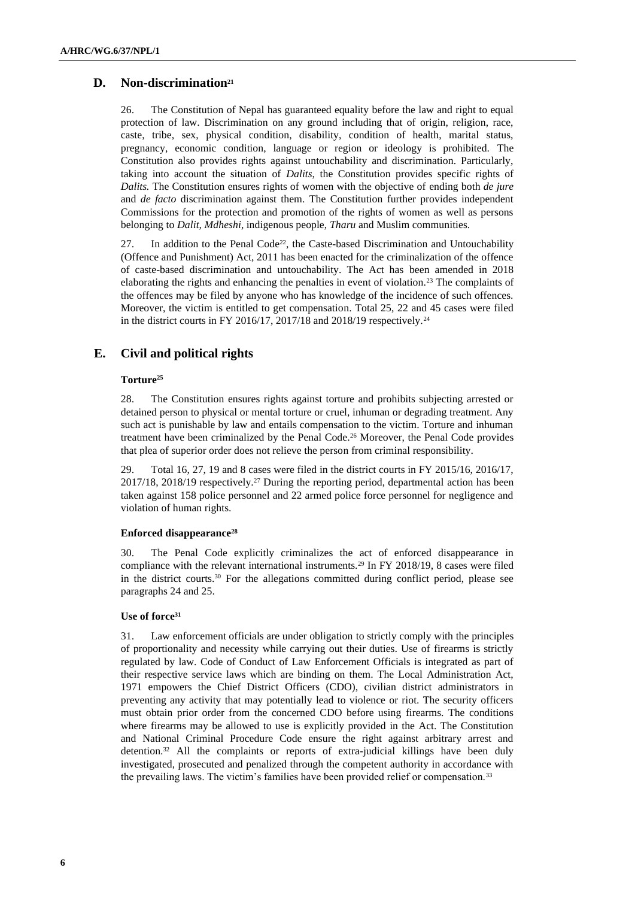## D. Non-discrimination[21]

26. The Constitution of Nepal has guaranteed equality before the law and right to equal protection of law. Discrimination on any ground including that of origin, religion, race, caste, tribe, sex, physical condition, disability, condition of health, marital status, pregnancy, economic condition, language or region or ideology is prohibited. The Constitution also provides rights against untouchability and discrimination. Particularly, taking into account the situation of *Dalits*, the Constitution provides specific rights of *Dalits.* The Constitution ensures rights of women with the objective of ending both *de jure* and *de facto* discrimination against them. The Constitution further provides independent Commissions for the protection and promotion of the rights of women as well as persons belonging to *Dalit, Mdheshi*, indigenous people, *Tharu* and Muslim communities.

27. In addition to the Penal Code[22], the Caste-based Discrimination and Untouchability (Offence and Punishment) Act, 2011 has been enacted for the criminalization of the offence of caste-based discrimination and untouchability. The Act has been amended in 2018 elaborating the rights and enhancing the penalties in event of violation.[23] The complaints of the offences may be filed by anyone who has knowledge of the incidence of such offences. Moreover, the victim is entitled to get compensation. Total 25, 22 and 45 cases were filed in the district courts in FY 2016/17, 2017/18 and 2018/19 respectively.[24]

## E. Civil and political rights

### Torture[25]

28. The Constitution ensures rights against torture and prohibits subjecting arrested or detained person to physical or mental torture or cruel, inhuman or degrading treatment. Any such act is punishable by law and entails compensation to the victim. Torture and inhuman treatment have been criminalized by the Penal Code.[26] Moreover, the Penal Code provides that plea of superior order does not relieve the person from criminal responsibility.

29. Total 16, 27, 19 and 8 cases were filed in the district courts in FY 2015/16, 2016/17, 2017/18, 2018/19 respectively.[27] During the reporting period, departmental action has been taken against 158 police personnel and 22 armed police force personnel for negligence and violation of human rights.

### Enforced disappearance[28]

30. The Penal Code explicitly criminalizes the act of enforced disappearance in compliance with the relevant international instruments.[29] In FY 2018/19, 8 cases were filed in the district courts.[30] For the allegations committed during conflict period, please see paragraphs 24 and 25.

### Use of force[31]

31. Law enforcement officials are under obligation to strictly comply with the principles of proportionality and necessity while carrying out their duties. Use of firearms is strictly regulated by law. Code of Conduct of Law Enforcement Officials is integrated as part of their respective service laws which are binding on them. The Local Administration Act, 1971 empowers the Chief District Officers (CDO), civilian district administrators in preventing any activity that may potentially lead to violence or riot. The security officers must obtain prior order from the concerned CDO before using firearms. The conditions where firearms may be allowed to use is explicitly provided in the Act. The Constitution and National Criminal Procedure Code ensure the right against arbitrary arrest and detention.[32] All the complaints or reports of extra-judicial killings have been duly investigated, prosecuted and penalized through the competent authority in accordance with the prevailing laws. The victim's families have been provided relief or compensation.[33]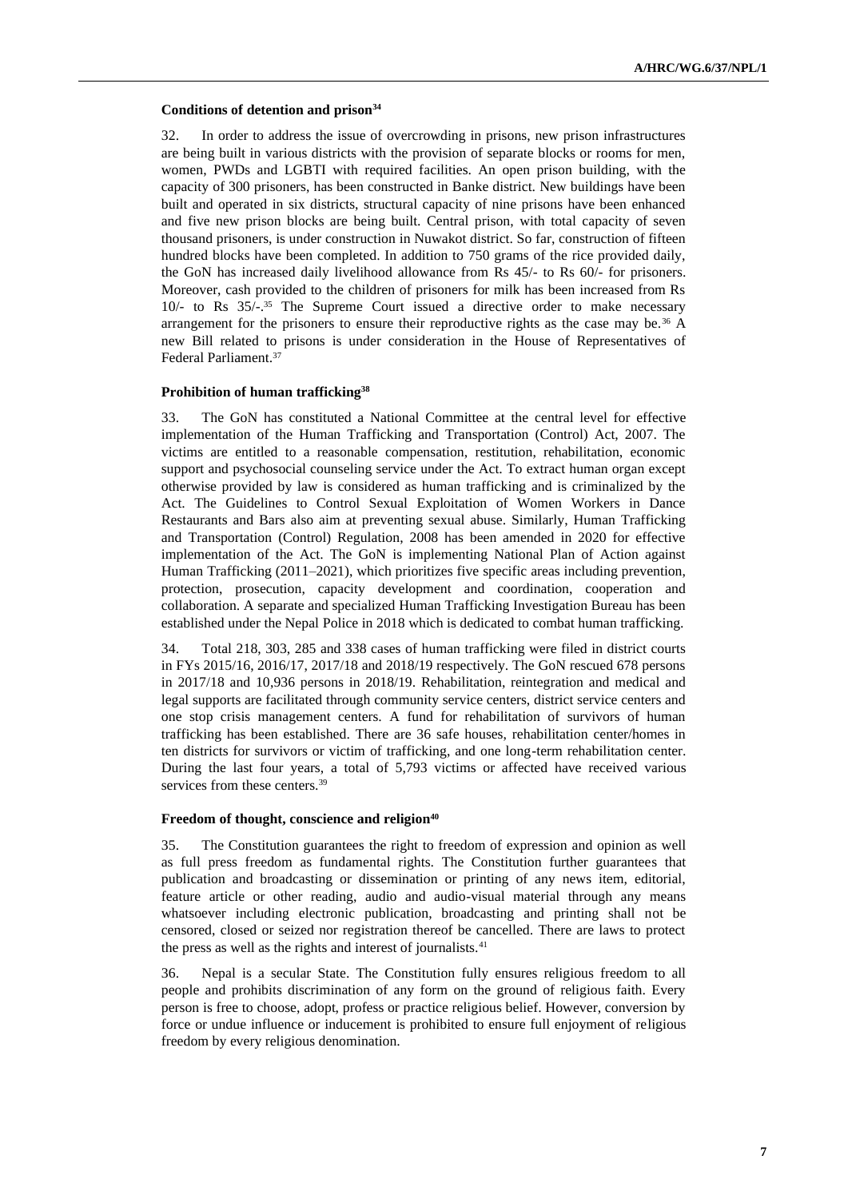#### **Conditions of detention and prison**[34]

32. In order to address the issue of overcrowding in prisons, new prison infrastructures are being built in various districts with the provision of separate blocks or rooms for men, women, PWDs and LGBTI with required facilities. An open prison building, with the capacity of 300 prisoners, has been constructed in Banke district. New buildings have been built and operated in six districts, structural capacity of nine prisons have been enhanced and five new prison blocks are being built. Central prison, with total capacity of seven thousand prisoners, is under construction in Nuwakot district. So far, construction of fifteen hundred blocks have been completed. In addition to 750 grams of the rice provided daily, the GoN has increased daily livelihood allowance from Rs 45/- to Rs 60/- for prisoners. Moreover, cash provided to the children of prisoners for milk has been increased from Rs 10/- to Rs 35/-.[35] The Supreme Court issued a directive order to make necessary arrangement for the prisoners to ensure their reproductive rights as the case may be.[36] A new Bill related to prisons is under consideration in the House of Representatives of Federal Parliament.[37]

#### **Prohibition of human trafficking**[38]

33. The GoN has constituted a National Committee at the central level for effective implementation of the Human Trafficking and Transportation (Control) Act, 2007. The victims are entitled to a reasonable compensation, restitution, rehabilitation, economic support and psychosocial counseling service under the Act. To extract human organ except otherwise provided by law is considered as human trafficking and is criminalized by the Act. The Guidelines to Control Sexual Exploitation of Women Workers in Dance Restaurants and Bars also aim at preventing sexual abuse. Similarly, Human Trafficking and Transportation (Control) Regulation, 2008 has been amended in 2020 for effective implementation of the Act. The GoN is implementing National Plan of Action against Human Trafficking (2011–2021), which prioritizes five specific areas including prevention, protection, prosecution, capacity development and coordination, cooperation and collaboration. A separate and specialized Human Trafficking Investigation Bureau has been established under the Nepal Police in 2018 which is dedicated to combat human trafficking.

34. Total 218, 303, 285 and 338 cases of human trafficking were filed in district courts in FYs 2015/16, 2016/17, 2017/18 and 2018/19 respectively. The GoN rescued 678 persons in 2017/18 and 10,936 persons in 2018/19. Rehabilitation, reintegration and medical and legal supports are facilitated through community service centers, district service centers and one stop crisis management centers. A fund for rehabilitation of survivors of human trafficking has been established. There are 36 safe houses, rehabilitation center/homes in ten districts for survivors or victim of trafficking, and one long-term rehabilitation center. During the last four years, a total of 5,793 victims or affected have received various services from these centers.[39]

#### **Freedom of thought, conscience and religion**[40]

35. The Constitution guarantees the right to freedom of expression and opinion as well as full press freedom as fundamental rights. The Constitution further guarantees that publication and broadcasting or dissemination or printing of any news item, editorial, feature article or other reading, audio and audio-visual material through any means whatsoever including electronic publication, broadcasting and printing shall not be censored, closed or seized nor registration thereof be cancelled. There are laws to protect the press as well as the rights and interest of journalists.[41]

36. Nepal is a secular State. The Constitution fully ensures religious freedom to all people and prohibits discrimination of any form on the ground of religious faith. Every person is free to choose, adopt, profess or practice religious belief. However, conversion by force or undue influence or inducement is prohibited to ensure full enjoyment of religious freedom by every religious denomination.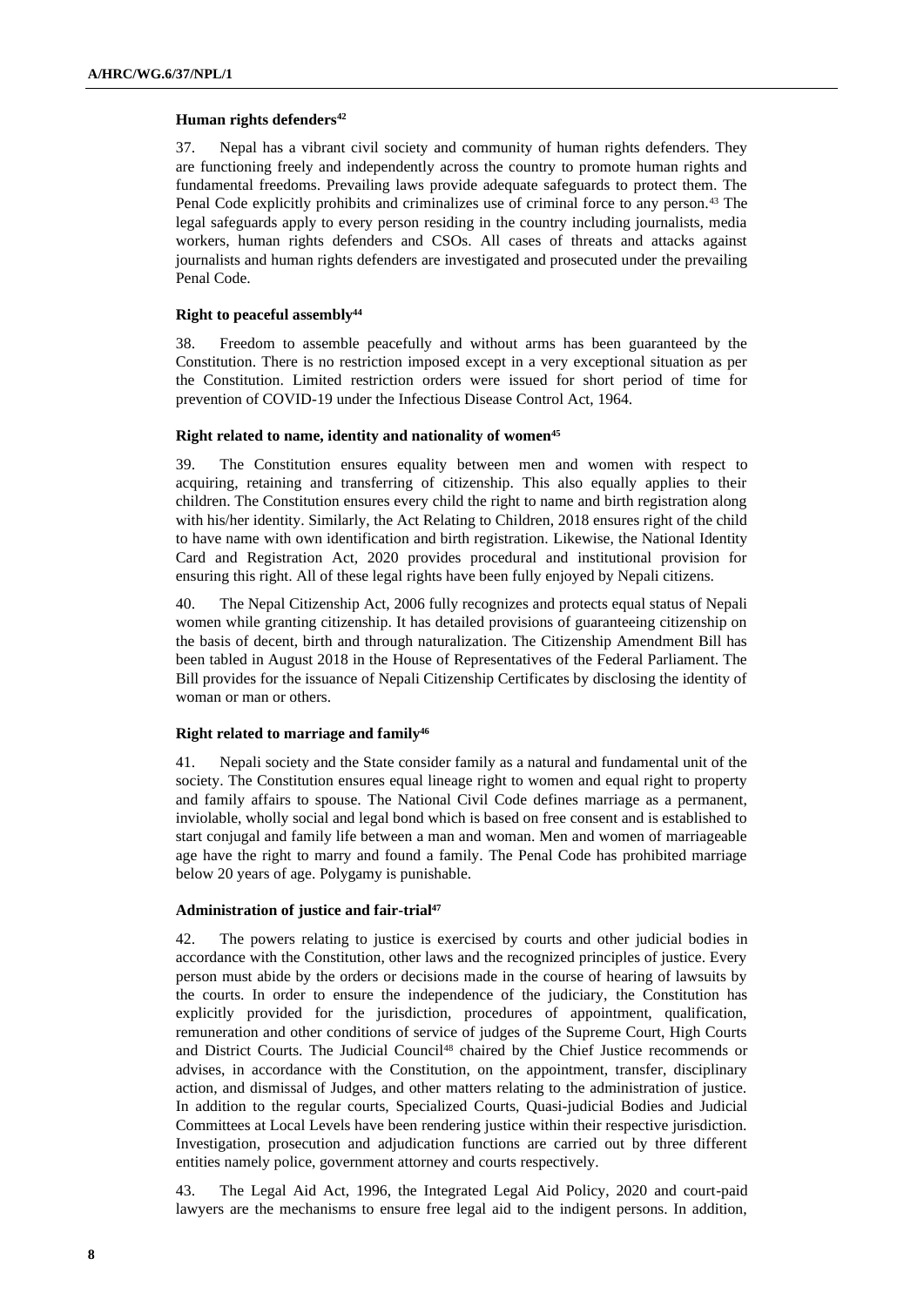### Human rights defenders[42]

37. Nepal has a vibrant civil society and community of human rights defenders. They are functioning freely and independently across the country to promote human rights and fundamental freedoms. Prevailing laws provide adequate safeguards to protect them. The Penal Code explicitly prohibits and criminalizes use of criminal force to any person.[43] The legal safeguards apply to every person residing in the country including journalists, media workers, human rights defenders and CSOs. All cases of threats and attacks against journalists and human rights defenders are investigated and prosecuted under the prevailing Penal Code.

### Right to peaceful assembly[44]

38. Freedom to assemble peacefully and without arms has been guaranteed by the Constitution. There is no restriction imposed except in a very exceptional situation as per the Constitution. Limited restriction orders were issued for short period of time for prevention of COVID-19 under the Infectious Disease Control Act, 1964.

### Right related to name, identity and nationality of women[45]

39. The Constitution ensures equality between men and women with respect to acquiring, retaining and transferring of citizenship. This also equally applies to their children. The Constitution ensures every child the right to name and birth registration along with his/her identity. Similarly, the Act Relating to Children, 2018 ensures right of the child to have name with own identification and birth registration. Likewise, the National Identity Card and Registration Act, 2020 provides procedural and institutional provision for ensuring this right. All of these legal rights have been fully enjoyed by Nepali citizens.

40. The Nepal Citizenship Act, 2006 fully recognizes and protects equal status of Nepali women while granting citizenship. It has detailed provisions of guaranteeing citizenship on the basis of decent, birth and through naturalization. The Citizenship Amendment Bill has been tabled in August 2018 in the House of Representatives of the Federal Parliament. The Bill provides for the issuance of Nepali Citizenship Certificates by disclosing the identity of woman or man or others.

### Right related to marriage and family[46]

41. Nepali society and the State consider family as a natural and fundamental unit of the society. The Constitution ensures equal lineage right to women and equal right to property and family affairs to spouse. The National Civil Code defines marriage as a permanent, inviolable, wholly social and legal bond which is based on free consent and is established to start conjugal and family life between a man and woman. Men and women of marriageable age have the right to marry and found a family. The Penal Code has prohibited marriage below 20 years of age. Polygamy is punishable.

### Administration of justice and fair-trial[47]

42. The powers relating to justice is exercised by courts and other judicial bodies in accordance with the Constitution, other laws and the recognized principles of justice. Every person must abide by the orders or decisions made in the course of hearing of lawsuits by the courts. In order to ensure the independence of the judiciary, the Constitution has explicitly provided for the jurisdiction, procedures of appointment, qualification, remuneration and other conditions of service of judges of the Supreme Court, High Courts and District Courts. The Judicial Council[48] chaired by the Chief Justice recommends or advises, in accordance with the Constitution, on the appointment, transfer, disciplinary action, and dismissal of Judges, and other matters relating to the administration of justice. In addition to the regular courts, Specialized Courts, Quasi-judicial Bodies and Judicial Committees at Local Levels have been rendering justice within their respective jurisdiction. Investigation, prosecution and adjudication functions are carried out by three different entities namely police, government attorney and courts respectively.

43. The Legal Aid Act, 1996, the Integrated Legal Aid Policy, 2020 and court-paid lawyers are the mechanisms to ensure free legal aid to the indigent persons. In addition,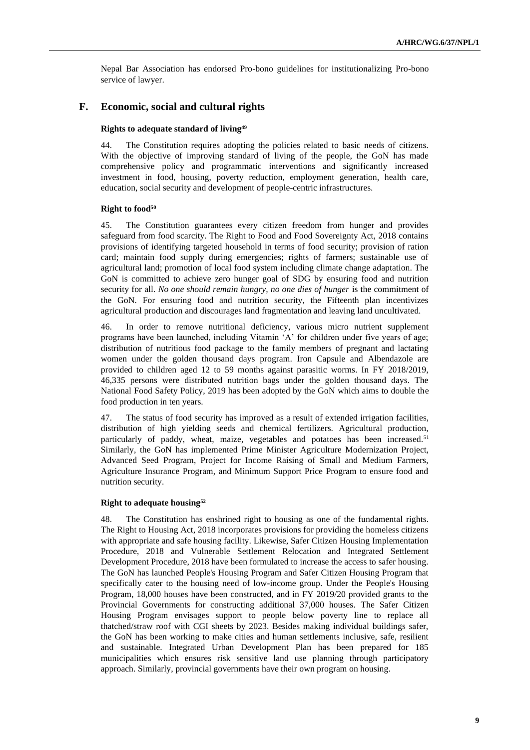Nepal Bar Association has endorsed Pro-bono guidelines for institutionalizing Pro-bono service of lawyer.

## F. Economic, social and cultural rights

### Rights to adequate standard of living[49]

44. The Constitution requires adopting the policies related to basic needs of citizens. With the objective of improving standard of living of the people, the GoN has made comprehensive policy and programmatic interventions and significantly increased investment in food, housing, poverty reduction, employment generation, health care, education, social security and development of people-centric infrastructures.

### Right to food[50]

45. The Constitution guarantees every citizen freedom from hunger and provides safeguard from food scarcity. The Right to Food and Food Sovereignty Act, 2018 contains provisions of identifying targeted household in terms of food security; provision of ration card; maintain food supply during emergencies; rights of farmers; sustainable use of agricultural land; promotion of local food system including climate change adaptation. The GoN is committed to achieve zero hunger goal of SDG by ensuring food and nutrition security for all. *No one should remain hungry, no one dies of hunger* is the commitment of the GoN. For ensuring food and nutrition security, the Fifteenth plan incentivizes agricultural production and discourages land fragmentation and leaving land uncultivated.

46. In order to remove nutritional deficiency, various micro nutrient supplement programs have been launched, including Vitamin 'A' for children under five years of age; distribution of nutritious food package to the family members of pregnant and lactating women under the golden thousand days program. Iron Capsule and Albendazole are provided to children aged 12 to 59 months against parasitic worms. In FY 2018/2019, 46,335 persons were distributed nutrition bags under the golden thousand days. The National Food Safety Policy, 2019 has been adopted by the GoN which aims to double the food production in ten years.

47. The status of food security has improved as a result of extended irrigation facilities, distribution of high yielding seeds and chemical fertilizers. Agricultural production, particularly of paddy, wheat, maize, vegetables and potatoes has been increased.[51] Similarly, the GoN has implemented Prime Minister Agriculture Modernization Project, Advanced Seed Program, Project for Income Raising of Small and Medium Farmers, Agriculture Insurance Program, and Minimum Support Price Program to ensure food and nutrition security.

### Right to adequate housing[52]

48. The Constitution has enshrined right to housing as one of the fundamental rights. The Right to Housing Act, 2018 incorporates provisions for providing the homeless citizens with appropriate and safe housing facility. Likewise, Safer Citizen Housing Implementation Procedure, 2018 and Vulnerable Settlement Relocation and Integrated Settlement Development Procedure, 2018 have been formulated to increase the access to safer housing. The GoN has launched People's Housing Program and Safer Citizen Housing Program that specifically cater to the housing need of low-income group. Under the People's Housing Program, 18,000 houses have been constructed, and in FY 2019/20 provided grants to the Provincial Governments for constructing additional 37,000 houses. The Safer Citizen Housing Program envisages support to people below poverty line to replace all thatched/straw roof with CGI sheets by 2023. Besides making individual buildings safer, the GoN has been working to make cities and human settlements inclusive, safe, resilient and sustainable. Integrated Urban Development Plan has been prepared for 185 municipalities which ensures risk sensitive land use planning through participatory approach. Similarly, provincial governments have their own program on housing.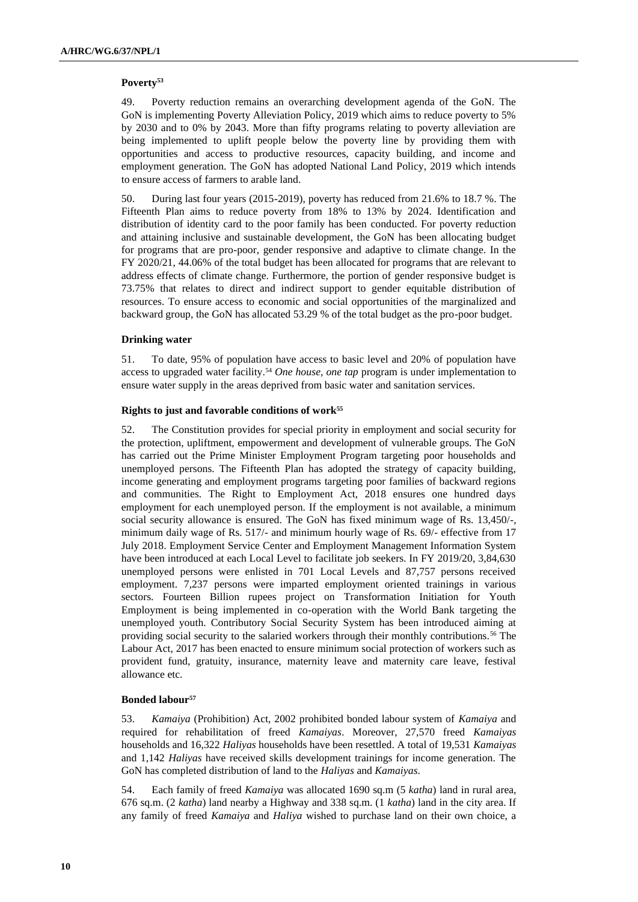### Poverty[53]

49. Poverty reduction remains an overarching development agenda of the GoN. The GoN is implementing Poverty Alleviation Policy, 2019 which aims to reduce poverty to 5% by 2030 and to 0% by 2043. More than fifty programs relating to poverty alleviation are being implemented to uplift people below the poverty line by providing them with opportunities and access to productive resources, capacity building, and income and employment generation. The GoN has adopted National Land Policy, 2019 which intends to ensure access of farmers to arable land.

50. During last four years (2015-2019), poverty has reduced from 21.6% to 18.7 %. The Fifteenth Plan aims to reduce poverty from 18% to 13% by 2024. Identification and distribution of identity card to the poor family has been conducted. For poverty reduction and attaining inclusive and sustainable development, the GoN has been allocating budget for programs that are pro-poor, gender responsive and adaptive to climate change. In the FY 2020/21, 44.06% of the total budget has been allocated for programs that are relevant to address effects of climate change. Furthermore, the portion of gender responsive budget is 73.75% that relates to direct and indirect support to gender equitable distribution of resources. To ensure access to economic and social opportunities of the marginalized and backward group, the GoN has allocated 53.29 % of the total budget as the pro-poor budget.

### Drinking water

51. To date, 95% of population have access to basic level and 20% of population have access to upgraded water facility.[54] *One house, one tap* program is under implementation to ensure water supply in the areas deprived from basic water and sanitation services.

### Rights to just and favorable conditions of work[55]

52. The Constitution provides for special priority in employment and social security for the protection, upliftment, empowerment and development of vulnerable groups. The GoN has carried out the Prime Minister Employment Program targeting poor households and unemployed persons. The Fifteenth Plan has adopted the strategy of capacity building, income generating and employment programs targeting poor families of backward regions and communities. The Right to Employment Act, 2018 ensures one hundred days employment for each unemployed person. If the employment is not available, a minimum social security allowance is ensured. The GoN has fixed minimum wage of Rs. 13,450/-, minimum daily wage of Rs. 517/- and minimum hourly wage of Rs. 69/- effective from 17 July 2018. Employment Service Center and Employment Management Information System have been introduced at each Local Level to facilitate job seekers. In FY 2019/20, 3,84,630 unemployed persons were enlisted in 701 Local Levels and 87,757 persons received employment. 7,237 persons were imparted employment oriented trainings in various sectors. Fourteen Billion rupees project on Transformation Initiation for Youth Employment is being implemented in co-operation with the World Bank targeting the unemployed youth. Contributory Social Security System has been introduced aiming at providing social security to the salaried workers through their monthly contributions.[56] The Labour Act, 2017 has been enacted to ensure minimum social protection of workers such as provident fund, gratuity, insurance, maternity leave and maternity care leave, festival allowance etc.

### Bonded labour[57]

53. *Kamaiya* (Prohibition) Act, 2002 prohibited bonded labour system of *Kamaiya* and required for rehabilitation of freed *Kamaiyas*. Moreover, 27,570 freed *Kamaiyas* households and 16,322 *Haliyas* households have been resettled. A total of 19,531 *Kamaiyas* and 1,142 *Haliyas* have received skills development trainings for income generation. The GoN has completed distribution of land to the *Haliyas* and *Kamaiyas*.

54. Each family of freed *Kamaiya* was allocated 1690 sq.m (5 *katha*) land in rural area, 676 sq.m. (2 *katha*) land nearby a Highway and 338 sq.m. (1 *katha*) land in the city area. If any family of freed *Kamaiya* and *Haliya* wished to purchase land on their own choice, a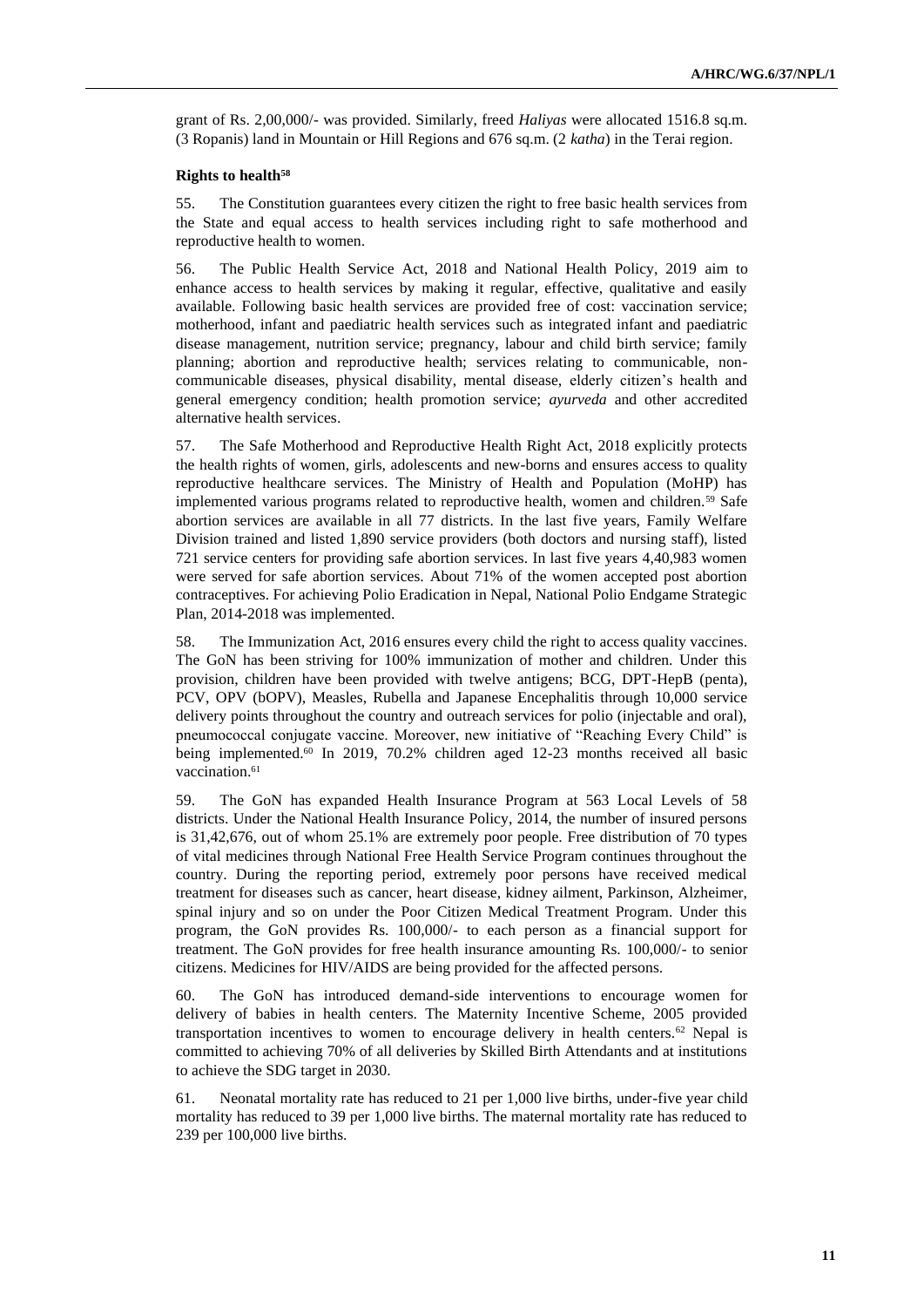grant of Rs. 2,00,000/- was provided. Similarly, freed *Haliyas* were allocated 1516.8 sq.m. (3 Ropanis) land in Mountain or Hill Regions and 676 sq.m. (2 *katha*) in the Terai region.

**Rights to health[58]**

55. The Constitution guarantees every citizen the right to free basic health services from the State and equal access to health services including right to safe motherhood and reproductive health to women.

56. The Public Health Service Act, 2018 and National Health Policy, 2019 aim to enhance access to health services by making it regular, effective, qualitative and easily available. Following basic health services are provided free of cost: vaccination service; motherhood, infant and paediatric health services such as integrated infant and paediatric disease management, nutrition service; pregnancy, labour and child birth service; family planning; abortion and reproductive health; services relating to communicable, non-communicable diseases, physical disability, mental disease, elderly citizen's health and general emergency condition; health promotion service; *ayurveda* and other accredited alternative health services.

57. The Safe Motherhood and Reproductive Health Right Act, 2018 explicitly protects the health rights of women, girls, adolescents and new-borns and ensures access to quality reproductive healthcare services. The Ministry of Health and Population (MoHP) has implemented various programs related to reproductive health, women and children.[59] Safe abortion services are available in all 77 districts. In the last five years, Family Welfare Division trained and listed 1,890 service providers (both doctors and nursing staff), listed 721 service centers for providing safe abortion services. In last five years 4,40,983 women were served for safe abortion services. About 71% of the women accepted post abortion contraceptives. For achieving Polio Eradication in Nepal, National Polio Endgame Strategic Plan, 2014-2018 was implemented.

58. The Immunization Act, 2016 ensures every child the right to access quality vaccines. The GoN has been striving for 100% immunization of mother and children. Under this provision, children have been provided with twelve antigens; BCG, DPT-HepB (penta), PCV, OPV (bOPV), Measles, Rubella and Japanese Encephalitis through 10,000 service delivery points throughout the country and outreach services for polio (injectable and oral), pneumococcal conjugate vaccine. Moreover, new initiative of "Reaching Every Child" is being implemented.[60] In 2019, 70.2% children aged 12-23 months received all basic vaccination.[61]

59. The GoN has expanded Health Insurance Program at 563 Local Levels of 58 districts. Under the National Health Insurance Policy, 2014, the number of insured persons is 31,42,676, out of whom 25.1% are extremely poor people. Free distribution of 70 types of vital medicines through National Free Health Service Program continues throughout the country. During the reporting period, extremely poor persons have received medical treatment for diseases such as cancer, heart disease, kidney ailment, Parkinson, Alzheimer, spinal injury and so on under the Poor Citizen Medical Treatment Program. Under this program, the GoN provides Rs. 100,000/- to each person as a financial support for treatment. The GoN provides for free health insurance amounting Rs. 100,000/- to senior citizens. Medicines for HIV/AIDS are being provided for the affected persons.

60. The GoN has introduced demand-side interventions to encourage women for delivery of babies in health centers. The Maternity Incentive Scheme, 2005 provided transportation incentives to women to encourage delivery in health centers.[62] Nepal is committed to achieving 70% of all deliveries by Skilled Birth Attendants and at institutions to achieve the SDG target in 2030.

61. Neonatal mortality rate has reduced to 21 per 1,000 live births, under-five year child mortality has reduced to 39 per 1,000 live births. The maternal mortality rate has reduced to 239 per 100,000 live births.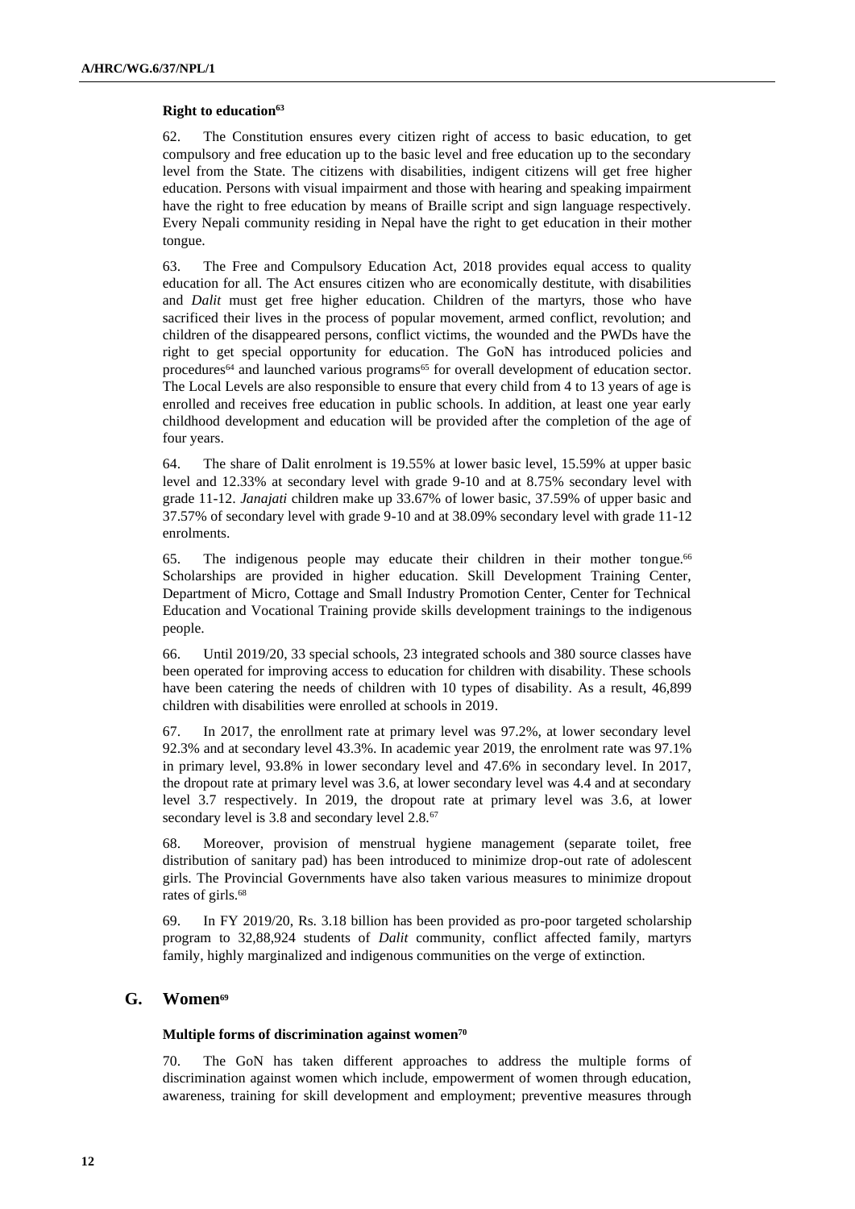#### Right to education[63]

62. The Constitution ensures every citizen right of access to basic education, to get compulsory and free education up to the basic level and free education up to the secondary level from the State. The citizens with disabilities, indigent citizens will get free higher education. Persons with visual impairment and those with hearing and speaking impairment have the right to free education by means of Braille script and sign language respectively. Every Nepali community residing in Nepal have the right to get education in their mother tongue.

63. The Free and Compulsory Education Act, 2018 provides equal access to quality education for all. The Act ensures citizen who are economically destitute, with disabilities and *Dalit* must get free higher education. Children of the martyrs, those who have sacrificed their lives in the process of popular movement, armed conflict, revolution; and children of the disappeared persons, conflict victims, the wounded and the PWDs have the right to get special opportunity for education. The GoN has introduced policies and procedures[64] and launched various programs[65] for overall development of education sector. The Local Levels are also responsible to ensure that every child from 4 to 13 years of age is enrolled and receives free education in public schools. In addition, at least one year early childhood development and education will be provided after the completion of the age of four years.

64. The share of Dalit enrolment is 19.55% at lower basic level, 15.59% at upper basic level and 12.33% at secondary level with grade 9-10 and at 8.75% secondary level with grade 11-12. *Janajati* children make up 33.67% of lower basic, 37.59% of upper basic and 37.57% of secondary level with grade 9-10 and at 38.09% secondary level with grade 11-12 enrolments.

65. The indigenous people may educate their children in their mother tongue.[66] Scholarships are provided in higher education. Skill Development Training Center, Department of Micro, Cottage and Small Industry Promotion Center, Center for Technical Education and Vocational Training provide skills development trainings to the indigenous people.

66. Until 2019/20, 33 special schools, 23 integrated schools and 380 source classes have been operated for improving access to education for children with disability. These schools have been catering the needs of children with 10 types of disability. As a result, 46,899 children with disabilities were enrolled at schools in 2019.

67. In 2017, the enrollment rate at primary level was 97.2%, at lower secondary level 92.3% and at secondary level 43.3%. In academic year 2019, the enrolment rate was 97.1% in primary level, 93.8% in lower secondary level and 47.6% in secondary level. In 2017, the dropout rate at primary level was 3.6, at lower secondary level was 4.4 and at secondary level 3.7 respectively. In 2019, the dropout rate at primary level was 3.6, at lower secondary level is 3.8 and secondary level 2.8.[67]

68. Moreover, provision of menstrual hygiene management (separate toilet, free distribution of sanitary pad) has been introduced to minimize drop-out rate of adolescent girls. The Provincial Governments have also taken various measures to minimize dropout rates of girls.[68]

69. In FY 2019/20, Rs. 3.18 billion has been provided as pro-poor targeted scholarship program to 32,88,924 students of *Dalit* community, conflict affected family, martyrs family, highly marginalized and indigenous communities on the verge of extinction.

## G. Women[69]

#### Multiple forms of discrimination against women[70]

70. The GoN has taken different approaches to address the multiple forms of discrimination against women which include, empowerment of women through education, awareness, training for skill development and employment; preventive measures through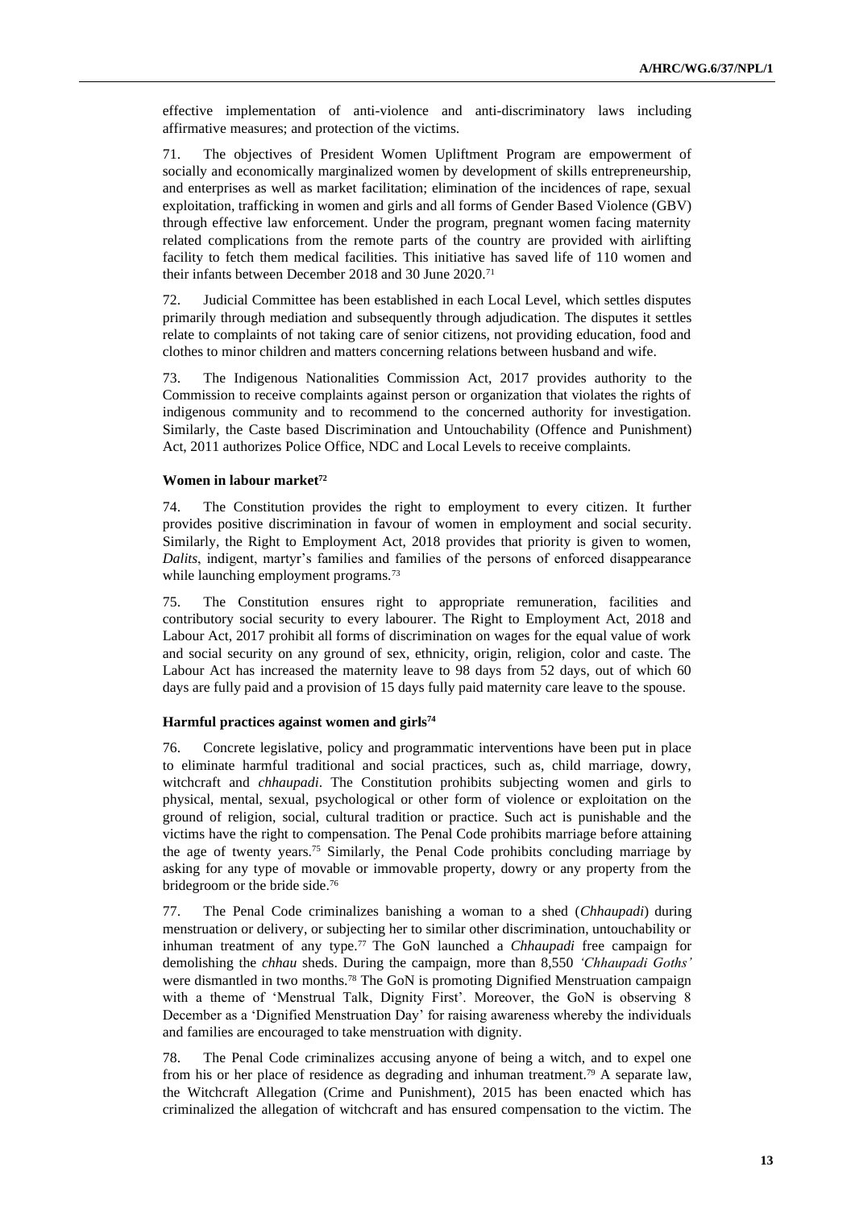effective implementation of anti-violence and anti-discriminatory laws including affirmative measures; and protection of the victims.

71. The objectives of President Women Upliftment Program are empowerment of socially and economically marginalized women by development of skills entrepreneurship, and enterprises as well as market facilitation; elimination of the incidences of rape, sexual exploitation, trafficking in women and girls and all forms of Gender Based Violence (GBV) through effective law enforcement. Under the program, pregnant women facing maternity related complications from the remote parts of the country are provided with airlifting facility to fetch them medical facilities. This initiative has saved life of 110 women and their infants between December 2018 and 30 June 2020.[71]

72. Judicial Committee has been established in each Local Level, which settles disputes primarily through mediation and subsequently through adjudication. The disputes it settles relate to complaints of not taking care of senior citizens, not providing education, food and clothes to minor children and matters concerning relations between husband and wife.

73. The Indigenous Nationalities Commission Act, 2017 provides authority to the Commission to receive complaints against person or organization that violates the rights of indigenous community and to recommend to the concerned authority for investigation. Similarly, the Caste based Discrimination and Untouchability (Offence and Punishment) Act, 2011 authorizes Police Office, NDC and Local Levels to receive complaints.

### Women in labour market[72]

74. The Constitution provides the right to employment to every citizen. It further provides positive discrimination in favour of women in employment and social security. Similarly, the Right to Employment Act, 2018 provides that priority is given to women, *Dalits*, indigent, martyr's families and families of the persons of enforced disappearance while launching employment programs.[73]

75. The Constitution ensures right to appropriate remuneration, facilities and contributory social security to every labourer. The Right to Employment Act, 2018 and Labour Act, 2017 prohibit all forms of discrimination on wages for the equal value of work and social security on any ground of sex, ethnicity, origin, religion, color and caste. The Labour Act has increased the maternity leave to 98 days from 52 days, out of which 60 days are fully paid and a provision of 15 days fully paid maternity care leave to the spouse.

### Harmful practices against women and girls[74]

76. Concrete legislative, policy and programmatic interventions have been put in place to eliminate harmful traditional and social practices, such as, child marriage, dowry, witchcraft and *chhaupadi*. The Constitution prohibits subjecting women and girls to physical, mental, sexual, psychological or other form of violence or exploitation on the ground of religion, social, cultural tradition or practice. Such act is punishable and the victims have the right to compensation. The Penal Code prohibits marriage before attaining the age of twenty years.[75] Similarly, the Penal Code prohibits concluding marriage by asking for any type of movable or immovable property, dowry or any property from the bridegroom or the bride side.[76]

77. The Penal Code criminalizes banishing a woman to a shed (*Chhaupadi*) during menstruation or delivery, or subjecting her to similar other discrimination, untouchability or inhuman treatment of any type.[77] The GoN launched a *Chhaupadi* free campaign for demolishing the *chhau* sheds. During the campaign, more than 8,550 *'Chhaupadi Goths'* were dismantled in two months.[78] The GoN is promoting Dignified Menstruation campaign with a theme of 'Menstrual Talk, Dignity First'. Moreover, the GoN is observing 8 December as a 'Dignified Menstruation Day' for raising awareness whereby the individuals and families are encouraged to take menstruation with dignity.

78. The Penal Code criminalizes accusing anyone of being a witch, and to expel one from his or her place of residence as degrading and inhuman treatment.[79] A separate law, the Witchcraft Allegation (Crime and Punishment), 2015 has been enacted which has criminalized the allegation of witchcraft and has ensured compensation to the victim. The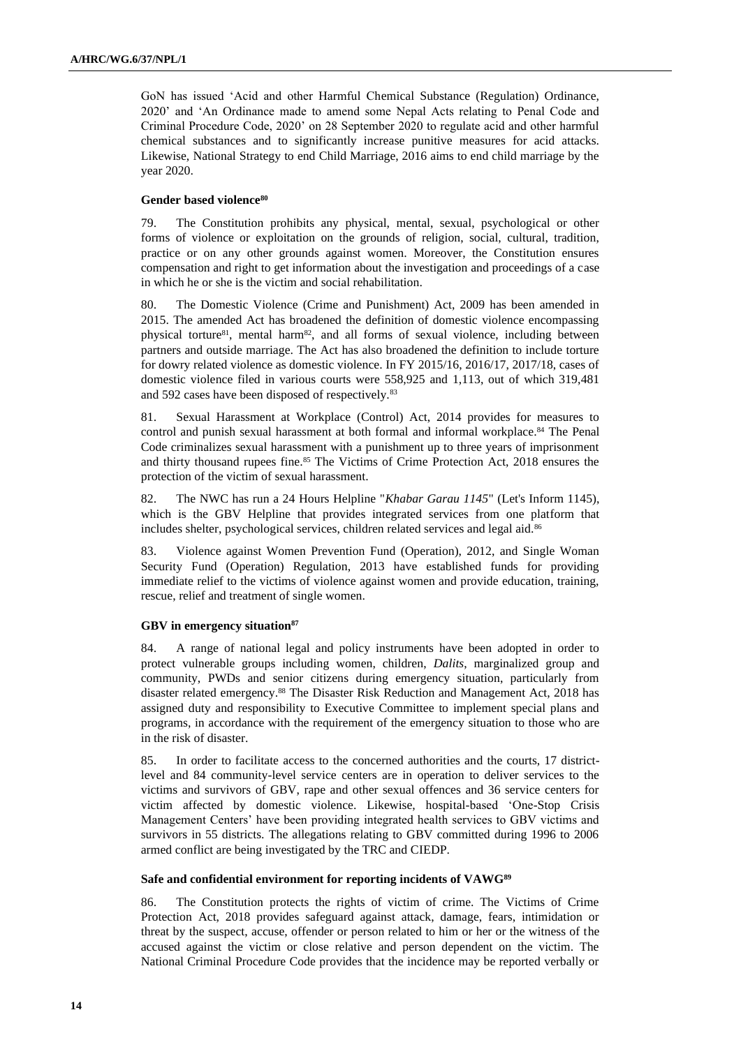GoN has issued 'Acid and other Harmful Chemical Substance (Regulation) Ordinance, 2020' and 'An Ordinance made to amend some Nepal Acts relating to Penal Code and Criminal Procedure Code, 2020' on 28 September 2020 to regulate acid and other harmful chemical substances and to significantly increase punitive measures for acid attacks. Likewise, National Strategy to end Child Marriage, 2016 aims to end child marriage by the year 2020.

#### Gender based violence[80]

79. The Constitution prohibits any physical, mental, sexual, psychological or other forms of violence or exploitation on the grounds of religion, social, cultural, tradition, practice or on any other grounds against women. Moreover, the Constitution ensures compensation and right to get information about the investigation and proceedings of a case in which he or she is the victim and social rehabilitation.

80. The Domestic Violence (Crime and Punishment) Act, 2009 has been amended in 2015. The amended Act has broadened the definition of domestic violence encompassing physical torture[81], mental harm[82], and all forms of sexual violence, including between partners and outside marriage. The Act has also broadened the definition to include torture for dowry related violence as domestic violence. In FY 2015/16, 2016/17, 2017/18, cases of domestic violence filed in various courts were 558,925 and 1,113, out of which 319,481 and 592 cases have been disposed of respectively.[83]

81. Sexual Harassment at Workplace (Control) Act, 2014 provides for measures to control and punish sexual harassment at both formal and informal workplace.[84] The Penal Code criminalizes sexual harassment with a punishment up to three years of imprisonment and thirty thousand rupees fine.[85] The Victims of Crime Protection Act, 2018 ensures the protection of the victim of sexual harassment.

82. The NWC has run a 24 Hours Helpline "*Khabar Garau 1145*" (Let's Inform 1145), which is the GBV Helpline that provides integrated services from one platform that includes shelter, psychological services, children related services and legal aid.[86]

83. Violence against Women Prevention Fund (Operation), 2012, and Single Woman Security Fund (Operation) Regulation, 2013 have established funds for providing immediate relief to the victims of violence against women and provide education, training, rescue, relief and treatment of single women.

#### GBV in emergency situation[87]

84. A range of national legal and policy instruments have been adopted in order to protect vulnerable groups including women, children, *Dalits*, marginalized group and community, PWDs and senior citizens during emergency situation, particularly from disaster related emergency.[88] The Disaster Risk Reduction and Management Act, 2018 has assigned duty and responsibility to Executive Committee to implement special plans and programs, in accordance with the requirement of the emergency situation to those who are in the risk of disaster.

85. In order to facilitate access to the concerned authorities and the courts, 17 district-level and 84 community-level service centers are in operation to deliver services to the victims and survivors of GBV, rape and other sexual offences and 36 service centers for victim affected by domestic violence. Likewise, hospital-based 'One-Stop Crisis Management Centers' have been providing integrated health services to GBV victims and survivors in 55 districts. The allegations relating to GBV committed during 1996 to 2006 armed conflict are being investigated by the TRC and CIEDP.

#### Safe and confidential environment for reporting incidents of VAWG[89]

86. The Constitution protects the rights of victim of crime. The Victims of Crime Protection Act, 2018 provides safeguard against attack, damage, fears, intimidation or threat by the suspect, accuse, offender or person related to him or her or the witness of the accused against the victim or close relative and person dependent on the victim. The National Criminal Procedure Code provides that the incidence may be reported verbally or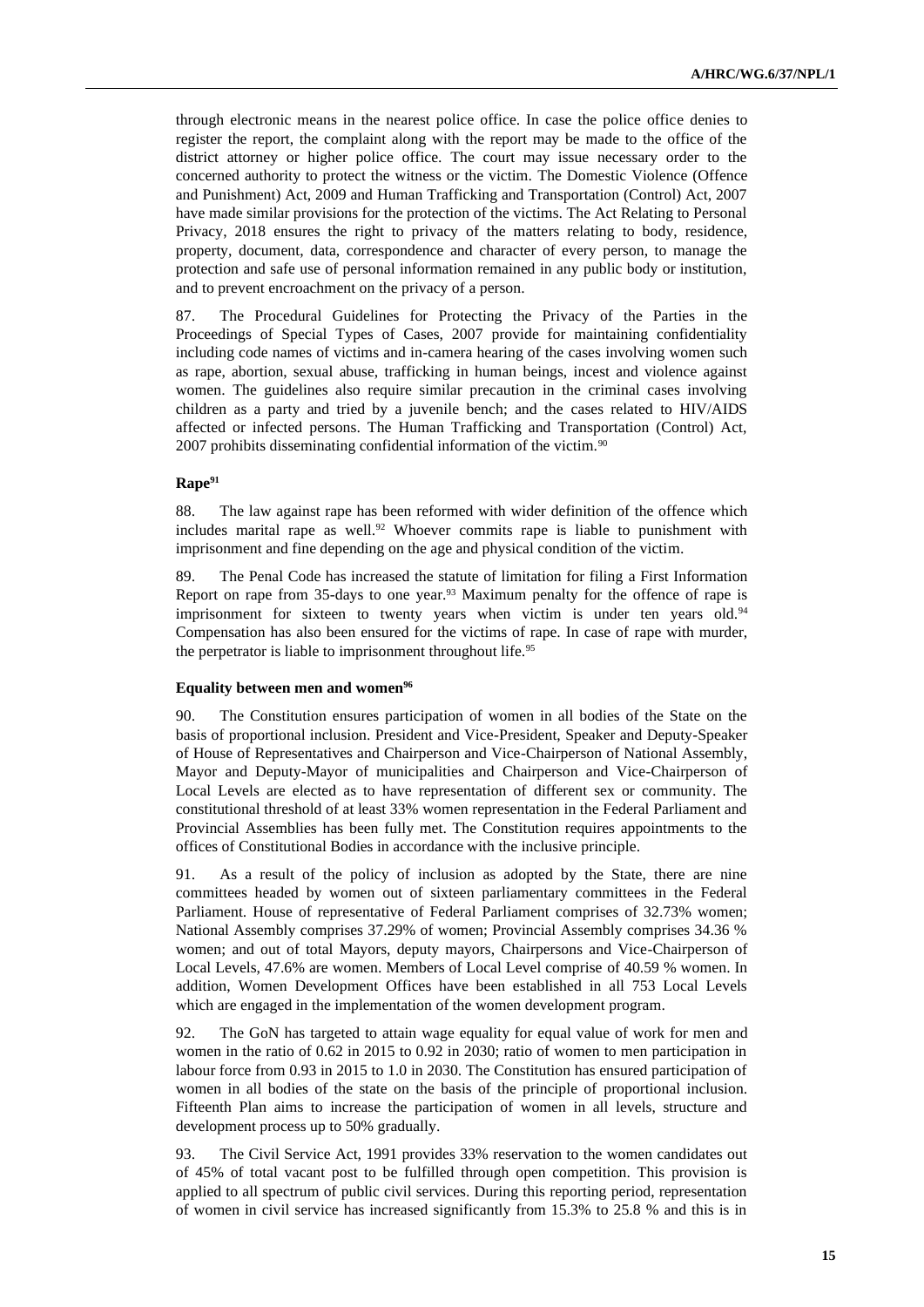through electronic means in the nearest police office. In case the police office denies to register the report, the complaint along with the report may be made to the office of the district attorney or higher police office. The court may issue necessary order to the concerned authority to protect the witness or the victim. The Domestic Violence (Offence and Punishment) Act, 2009 and Human Trafficking and Transportation (Control) Act, 2007 have made similar provisions for the protection of the victims. The Act Relating to Personal Privacy, 2018 ensures the right to privacy of the matters relating to body, residence, property, document, data, correspondence and character of every person, to manage the protection and safe use of personal information remained in any public body or institution, and to prevent encroachment on the privacy of a person.

87. The Procedural Guidelines for Protecting the Privacy of the Parties in the Proceedings of Special Types of Cases, 2007 provide for maintaining confidentiality including code names of victims and in-camera hearing of the cases involving women such as rape, abortion, sexual abuse, trafficking in human beings, incest and violence against women. The guidelines also require similar precaution in the criminal cases involving children as a party and tried by a juvenile bench; and the cases related to HIV/AIDS affected or infected persons. The Human Trafficking and Transportation (Control) Act, 2007 prohibits disseminating confidential information of the victim.[90]

**Rape[91]**

88. The law against rape has been reformed with wider definition of the offence which includes marital rape as well.[92] Whoever commits rape is liable to punishment with imprisonment and fine depending on the age and physical condition of the victim.

89. The Penal Code has increased the statute of limitation for filing a First Information Report on rape from 35-days to one year.[93] Maximum penalty for the offence of rape is imprisonment for sixteen to twenty years when victim is under ten years old.[94] Compensation has also been ensured for the victims of rape. In case of rape with murder, the perpetrator is liable to imprisonment throughout life.[95]

**Equality between men and women[96]**

90. The Constitution ensures participation of women in all bodies of the State on the basis of proportional inclusion. President and Vice-President, Speaker and Deputy-Speaker of House of Representatives and Chairperson and Vice-Chairperson of National Assembly, Mayor and Deputy-Mayor of municipalities and Chairperson and Vice-Chairperson of Local Levels are elected as to have representation of different sex or community. The constitutional threshold of at least 33% women representation in the Federal Parliament and Provincial Assemblies has been fully met. The Constitution requires appointments to the offices of Constitutional Bodies in accordance with the inclusive principle.

91. As a result of the policy of inclusion as adopted by the State, there are nine committees headed by women out of sixteen parliamentary committees in the Federal Parliament. House of representative of Federal Parliament comprises of 32.73% women; National Assembly comprises 37.29% of women; Provincial Assembly comprises 34.36 % women; and out of total Mayors, deputy mayors, Chairpersons and Vice-Chairperson of Local Levels, 47.6% are women. Members of Local Level comprise of 40.59 % women. In addition, Women Development Offices have been established in all 753 Local Levels which are engaged in the implementation of the women development program.

92. The GoN has targeted to attain wage equality for equal value of work for men and women in the ratio of 0.62 in 2015 to 0.92 in 2030; ratio of women to men participation in labour force from 0.93 in 2015 to 1.0 in 2030. The Constitution has ensured participation of women in all bodies of the state on the basis of the principle of proportional inclusion. Fifteenth Plan aims to increase the participation of women in all levels, structure and development process up to 50% gradually.

93. The Civil Service Act, 1991 provides 33% reservation to the women candidates out of 45% of total vacant post to be fulfilled through open competition. This provision is applied to all spectrum of public civil services. During this reporting period, representation of women in civil service has increased significantly from 15.3% to 25.8 % and this is in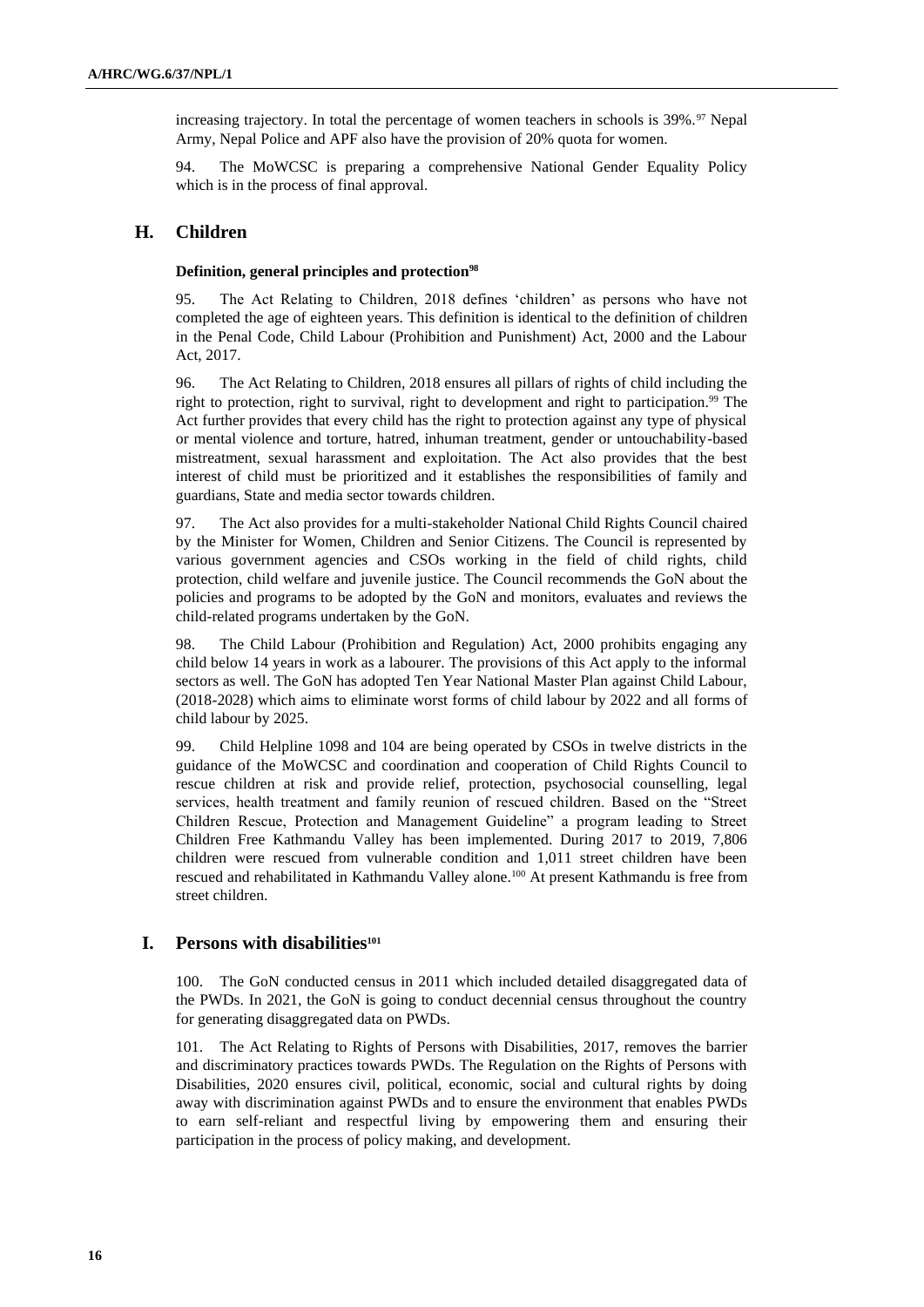increasing trajectory. In total the percentage of women teachers in schools is 39%.[97] Nepal Army, Nepal Police and APF also have the provision of 20% quota for women.

94. The MoWCSC is preparing a comprehensive National Gender Equality Policy which is in the process of final approval.

## H. Children

#### Definition, general principles and protection[98]

95. The Act Relating to Children, 2018 defines 'children' as persons who have not completed the age of eighteen years. This definition is identical to the definition of children in the Penal Code, Child Labour (Prohibition and Punishment) Act, 2000 and the Labour Act, 2017.

96. The Act Relating to Children, 2018 ensures all pillars of rights of child including the right to protection, right to survival, right to development and right to participation.[99] The Act further provides that every child has the right to protection against any type of physical or mental violence and torture, hatred, inhuman treatment, gender or untouchability-based mistreatment, sexual harassment and exploitation. The Act also provides that the best interest of child must be prioritized and it establishes the responsibilities of family and guardians, State and media sector towards children.

97. The Act also provides for a multi-stakeholder National Child Rights Council chaired by the Minister for Women, Children and Senior Citizens. The Council is represented by various government agencies and CSOs working in the field of child rights, child protection, child welfare and juvenile justice. The Council recommends the GoN about the policies and programs to be adopted by the GoN and monitors, evaluates and reviews the child-related programs undertaken by the GoN.

98. The Child Labour (Prohibition and Regulation) Act, 2000 prohibits engaging any child below 14 years in work as a labourer. The provisions of this Act apply to the informal sectors as well. The GoN has adopted Ten Year National Master Plan against Child Labour, (2018-2028) which aims to eliminate worst forms of child labour by 2022 and all forms of child labour by 2025.

99. Child Helpline 1098 and 104 are being operated by CSOs in twelve districts in the guidance of the MoWCSC and coordination and cooperation of Child Rights Council to rescue children at risk and provide relief, protection, psychosocial counselling, legal services, health treatment and family reunion of rescued children. Based on the "Street Children Rescue, Protection and Management Guideline" a program leading to Street Children Free Kathmandu Valley has been implemented. During 2017 to 2019, 7,806 children were rescued from vulnerable condition and 1,011 street children have been rescued and rehabilitated in Kathmandu Valley alone.[100] At present Kathmandu is free from street children.

## I. Persons with disabilities[101]

100. The GoN conducted census in 2011 which included detailed disaggregated data of the PWDs. In 2021, the GoN is going to conduct decennial census throughout the country for generating disaggregated data on PWDs.

101. The Act Relating to Rights of Persons with Disabilities, 2017, removes the barrier and discriminatory practices towards PWDs. The Regulation on the Rights of Persons with Disabilities, 2020 ensures civil, political, economic, social and cultural rights by doing away with discrimination against PWDs and to ensure the environment that enables PWDs to earn self-reliant and respectful living by empowering them and ensuring their participation in the process of policy making, and development.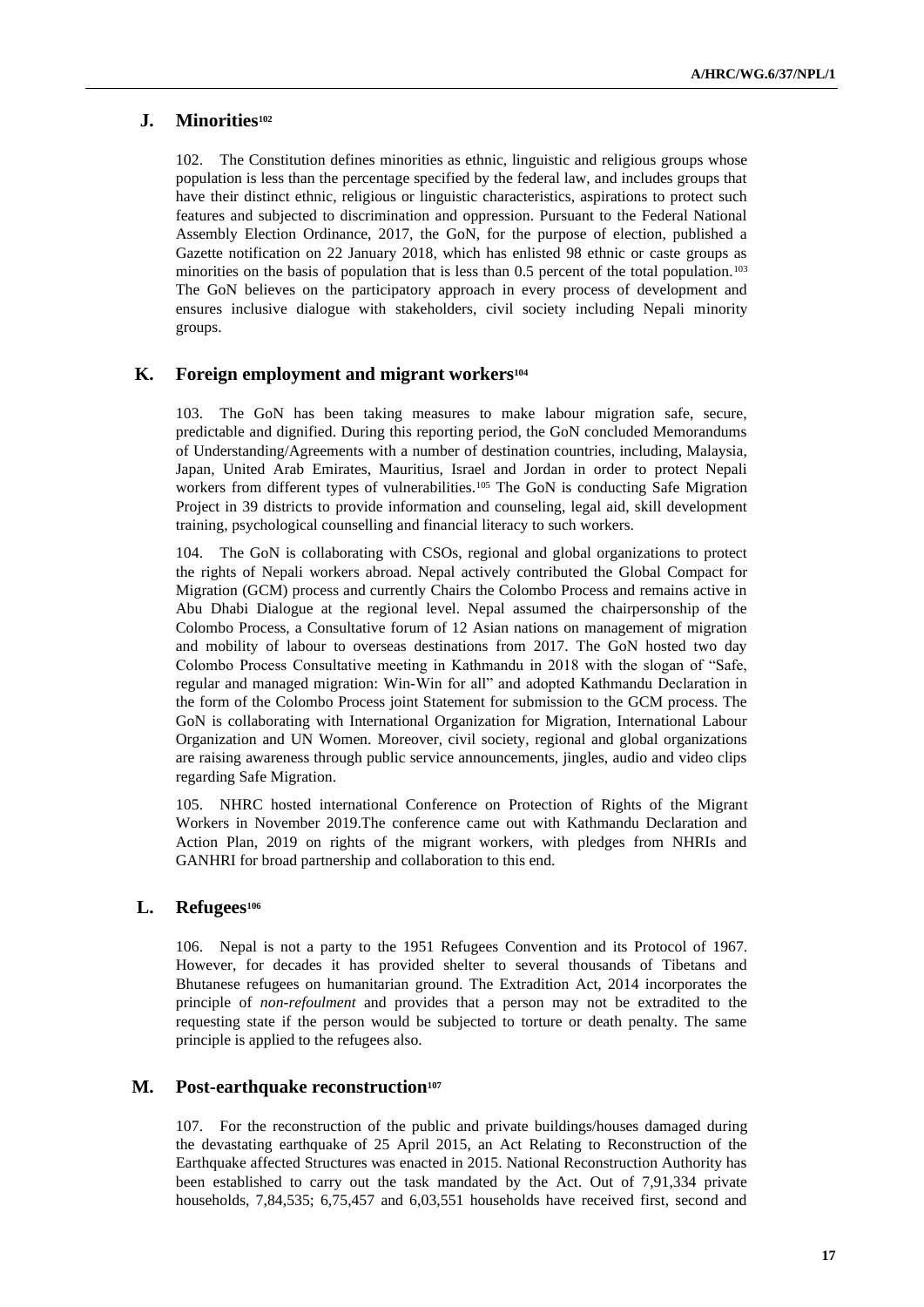## J. Minorities[102]

102. The Constitution defines minorities as ethnic, linguistic and religious groups whose population is less than the percentage specified by the federal law, and includes groups that have their distinct ethnic, religious or linguistic characteristics, aspirations to protect such features and subjected to discrimination and oppression. Pursuant to the Federal National Assembly Election Ordinance, 2017, the GoN, for the purpose of election, published a Gazette notification on 22 January 2018, which has enlisted 98 ethnic or caste groups as minorities on the basis of population that is less than 0.5 percent of the total population.[103] The GoN believes on the participatory approach in every process of development and ensures inclusive dialogue with stakeholders, civil society including Nepali minority groups.

## K. Foreign employment and migrant workers[104]

103. The GoN has been taking measures to make labour migration safe, secure, predictable and dignified. During this reporting period, the GoN concluded Memorandums of Understanding/Agreements with a number of destination countries, including, Malaysia, Japan, United Arab Emirates, Mauritius, Israel and Jordan in order to protect Nepali workers from different types of vulnerabilities.[105] The GoN is conducting Safe Migration Project in 39 districts to provide information and counseling, legal aid, skill development training, psychological counselling and financial literacy to such workers.

104. The GoN is collaborating with CSOs, regional and global organizations to protect the rights of Nepali workers abroad. Nepal actively contributed the Global Compact for Migration (GCM) process and currently Chairs the Colombo Process and remains active in Abu Dhabi Dialogue at the regional level. Nepal assumed the chairpersonship of the Colombo Process, a Consultative forum of 12 Asian nations on management of migration and mobility of labour to overseas destinations from 2017. The GoN hosted two day Colombo Process Consultative meeting in Kathmandu in 2018 with the slogan of "Safe, regular and managed migration: Win-Win for all" and adopted Kathmandu Declaration in the form of the Colombo Process joint Statement for submission to the GCM process. The GoN is collaborating with International Organization for Migration, International Labour Organization and UN Women. Moreover, civil society, regional and global organizations are raising awareness through public service announcements, jingles, audio and video clips regarding Safe Migration.

105. NHRC hosted international Conference on Protection of Rights of the Migrant Workers in November 2019.The conference came out with Kathmandu Declaration and Action Plan, 2019 on rights of the migrant workers, with pledges from NHRIs and GANHRI for broad partnership and collaboration to this end.

## L. Refugees[106]

106. Nepal is not a party to the 1951 Refugees Convention and its Protocol of 1967. However, for decades it has provided shelter to several thousands of Tibetans and Bhutanese refugees on humanitarian ground. The Extradition Act, 2014 incorporates the principle of *non-refoulment* and provides that a person may not be extradited to the requesting state if the person would be subjected to torture or death penalty. The same principle is applied to the refugees also.

## M. Post-earthquake reconstruction[107]

107. For the reconstruction of the public and private buildings/houses damaged during the devastating earthquake of 25 April 2015, an Act Relating to Reconstruction of the Earthquake affected Structures was enacted in 2015. National Reconstruction Authority has been established to carry out the task mandated by the Act. Out of 7,91,334 private households, 7,84,535; 6,75,457 and 6,03,551 households have received first, second and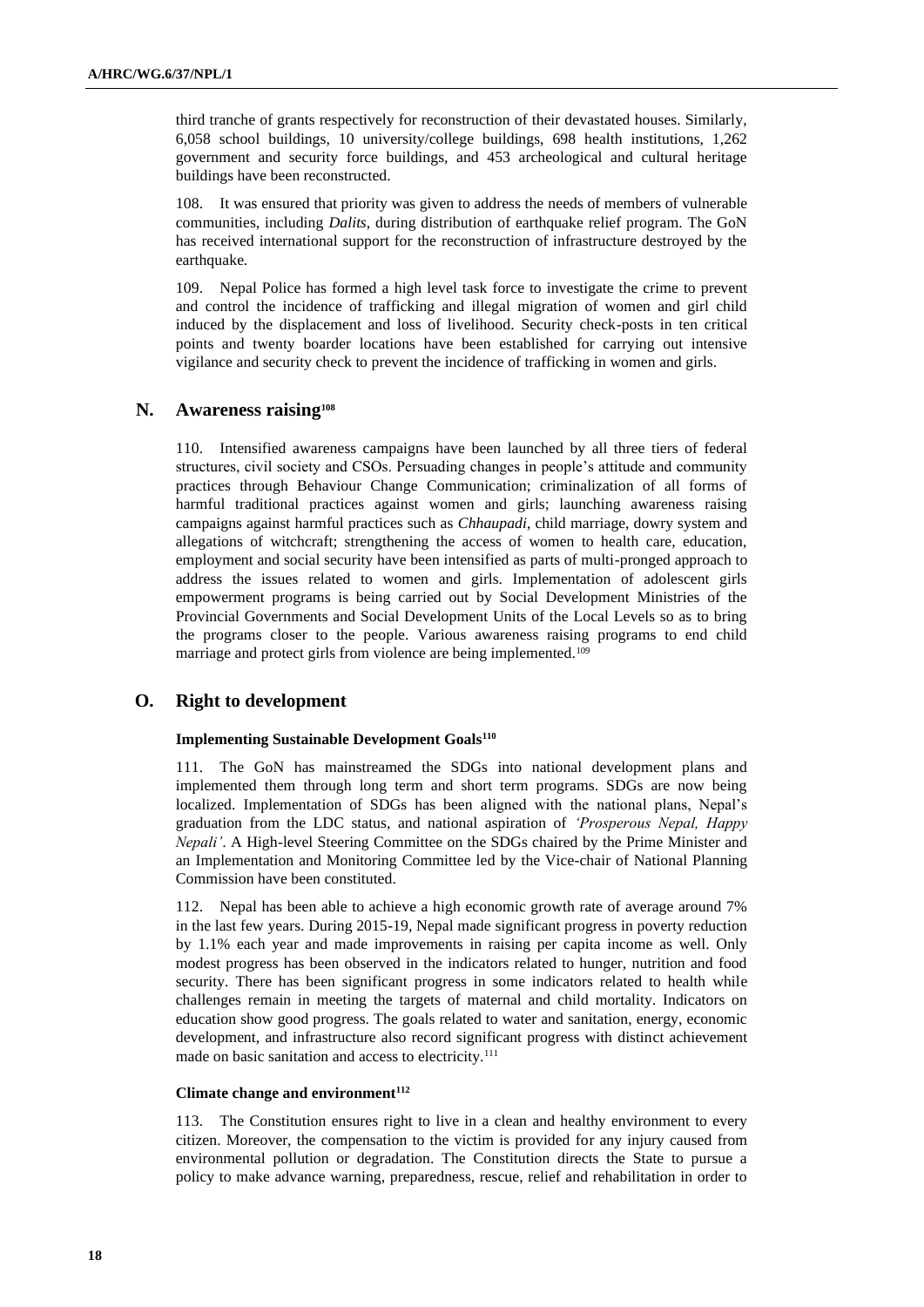third tranche of grants respectively for reconstruction of their devastated houses. Similarly, 6,058 school buildings, 10 university/college buildings, 698 health institutions, 1,262 government and security force buildings, and 453 archeological and cultural heritage buildings have been reconstructed.

108. It was ensured that priority was given to address the needs of members of vulnerable communities, including *Dalits*, during distribution of earthquake relief program. The GoN has received international support for the reconstruction of infrastructure destroyed by the earthquake.

109. Nepal Police has formed a high level task force to investigate the crime to prevent and control the incidence of trafficking and illegal migration of women and girl child induced by the displacement and loss of livelihood. Security check-posts in ten critical points and twenty boarder locations have been established for carrying out intensive vigilance and security check to prevent the incidence of trafficking in women and girls.

## N. Awareness raising[108]

110. Intensified awareness campaigns have been launched by all three tiers of federal structures, civil society and CSOs. Persuading changes in people's attitude and community practices through Behaviour Change Communication; criminalization of all forms of harmful traditional practices against women and girls; launching awareness raising campaigns against harmful practices such as *Chhaupadi*, child marriage, dowry system and allegations of witchcraft; strengthening the access of women to health care, education, employment and social security have been intensified as parts of multi-pronged approach to address the issues related to women and girls. Implementation of adolescent girls empowerment programs is being carried out by Social Development Ministries of the Provincial Governments and Social Development Units of the Local Levels so as to bring the programs closer to the people. Various awareness raising programs to end child marriage and protect girls from violence are being implemented.[109]

## O. Right to development

### Implementing Sustainable Development Goals[110]

111. The GoN has mainstreamed the SDGs into national development plans and implemented them through long term and short term programs. SDGs are now being localized. Implementation of SDGs has been aligned with the national plans, Nepal's graduation from the LDC status, and national aspiration of *'Prosperous Nepal, Happy Nepali'*. A High-level Steering Committee on the SDGs chaired by the Prime Minister and an Implementation and Monitoring Committee led by the Vice-chair of National Planning Commission have been constituted.

112. Nepal has been able to achieve a high economic growth rate of average around 7% in the last few years. During 2015-19, Nepal made significant progress in poverty reduction by 1.1% each year and made improvements in raising per capita income as well. Only modest progress has been observed in the indicators related to hunger, nutrition and food security. There has been significant progress in some indicators related to health while challenges remain in meeting the targets of maternal and child mortality. Indicators on education show good progress. The goals related to water and sanitation, energy, economic development, and infrastructure also record significant progress with distinct achievement made on basic sanitation and access to electricity.[111]

### Climate change and environment[112]

113. The Constitution ensures right to live in a clean and healthy environment to every citizen. Moreover, the compensation to the victim is provided for any injury caused from environmental pollution or degradation. The Constitution directs the State to pursue a policy to make advance warning, preparedness, rescue, relief and rehabilitation in order to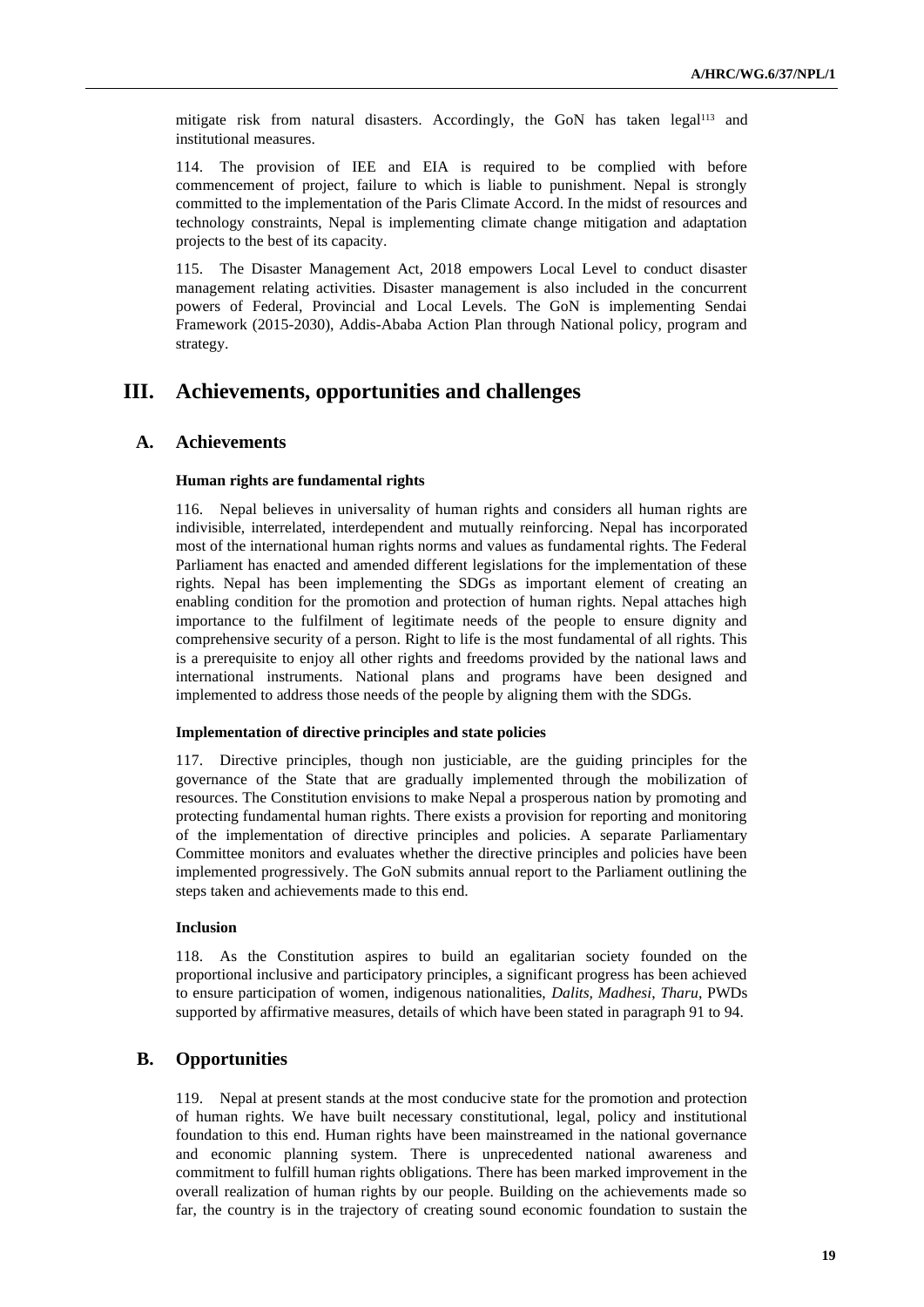mitigate risk from natural disasters. Accordingly, the GoN has taken legal[113] and institutional measures.

114. The provision of IEE and EIA is required to be complied with before commencement of project, failure to which is liable to punishment. Nepal is strongly committed to the implementation of the Paris Climate Accord. In the midst of resources and technology constraints, Nepal is implementing climate change mitigation and adaptation projects to the best of its capacity.

115. The Disaster Management Act, 2018 empowers Local Level to conduct disaster management relating activities. Disaster management is also included in the concurrent powers of Federal, Provincial and Local Levels. The GoN is implementing Sendai Framework (2015-2030), Addis-Ababa Action Plan through National policy, program and strategy.

# III. Achievements, opportunities and challenges

## A. Achievements

### Human rights are fundamental rights

116. Nepal believes in universality of human rights and considers all human rights are indivisible, interrelated, interdependent and mutually reinforcing. Nepal has incorporated most of the international human rights norms and values as fundamental rights. The Federal Parliament has enacted and amended different legislations for the implementation of these rights. Nepal has been implementing the SDGs as important element of creating an enabling condition for the promotion and protection of human rights. Nepal attaches high importance to the fulfilment of legitimate needs of the people to ensure dignity and comprehensive security of a person. Right to life is the most fundamental of all rights. This is a prerequisite to enjoy all other rights and freedoms provided by the national laws and international instruments. National plans and programs have been designed and implemented to address those needs of the people by aligning them with the SDGs.

### Implementation of directive principles and state policies

117. Directive principles, though non justiciable, are the guiding principles for the governance of the State that are gradually implemented through the mobilization of resources. The Constitution envisions to make Nepal a prosperous nation by promoting and protecting fundamental human rights. There exists a provision for reporting and monitoring of the implementation of directive principles and policies. A separate Parliamentary Committee monitors and evaluates whether the directive principles and policies have been implemented progressively. The GoN submits annual report to the Parliament outlining the steps taken and achievements made to this end.

### Inclusion

118. As the Constitution aspires to build an egalitarian society founded on the proportional inclusive and participatory principles, a significant progress has been achieved to ensure participation of women, indigenous nationalities, *Dalits, Madhesi*, *Tharu*, PWDs supported by affirmative measures, details of which have been stated in paragraph 91 to 94.

## B. Opportunities

119. Nepal at present stands at the most conducive state for the promotion and protection of human rights. We have built necessary constitutional, legal, policy and institutional foundation to this end. Human rights have been mainstreamed in the national governance and economic planning system. There is unprecedented national awareness and commitment to fulfill human rights obligations. There has been marked improvement in the overall realization of human rights by our people. Building on the achievements made so far, the country is in the trajectory of creating sound economic foundation to sustain the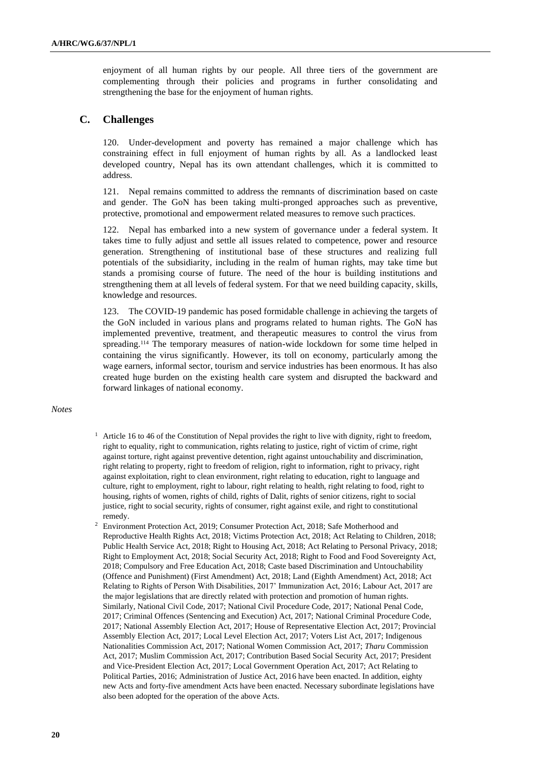enjoyment of all human rights by our people. All three tiers of the government are complementing through their policies and programs in further consolidating and strengthening the base for the enjoyment of human rights.

## C. Challenges

120. Under-development and poverty has remained a major challenge which has constraining effect in full enjoyment of human rights by all. As a landlocked least developed country, Nepal has its own attendant challenges, which it is committed to address.

121. Nepal remains committed to address the remnants of discrimination based on caste and gender. The GoN has been taking multi-pronged approaches such as preventive, protective, promotional and empowerment related measures to remove such practices.

122. Nepal has embarked into a new system of governance under a federal system. It takes time to fully adjust and settle all issues related to competence, power and resource generation. Strengthening of institutional base of these structures and realizing full potentials of the subsidiarity, including in the realm of human rights, may take time but stands a promising course of future. The need of the hour is building institutions and strengthening them at all levels of federal system. For that we need building capacity, skills, knowledge and resources.

123. The COVID-19 pandemic has posed formidable challenge in achieving the targets of the GoN included in various plans and programs related to human rights. The GoN has implemented preventive, treatment, and therapeutic measures to control the virus from spreading.[114] The temporary measures of nation-wide lockdown for some time helped in containing the virus significantly. However, its toll on economy, particularly among the wage earners, informal sector, tourism and service industries has been enormous. It has also created huge burden on the existing health care system and disrupted the backward and forward linkages of national economy.

*Notes*

[1] Article 16 to 46 of the Constitution of Nepal provides the right to live with dignity, right to freedom, right to equality, right to communication, rights relating to justice, right of victim of crime, right against torture, right against preventive detention, right against untouchability and discrimination, right relating to property, right to freedom of religion, right to information, right to privacy, right against exploitation, right to clean environment, right relating to education, right to language and culture, right to employment, right to labour, right relating to health, right relating to food, right to housing, rights of women, rights of child, rights of Dalit, rights of senior citizens, right to social justice, right to social security, rights of consumer, right against exile, and right to constitutional remedy.

[2] Environment Protection Act, 2019; Consumer Protection Act, 2018; Safe Motherhood and Reproductive Health Rights Act, 2018; Victims Protection Act, 2018; Act Relating to Children, 2018; Public Health Service Act, 2018; Right to Housing Act, 2018; Act Relating to Personal Privacy, 2018; Right to Employment Act, 2018; Social Security Act, 2018; Right to Food and Food Sovereignty Act, 2018; Compulsory and Free Education Act, 2018; Caste based Discrimination and Untouchability (Offence and Punishment) (First Amendment) Act, 2018; Land (Eighth Amendment) Act, 2018; Act Relating to Rights of Person With Disabilities, 2017' Immunization Act, 2016; Labour Act, 2017 are the major legislations that are directly related with protection and promotion of human rights. Similarly, National Civil Code, 2017; National Civil Procedure Code, 2017; National Penal Code, 2017; Criminal Offences (Sentencing and Execution) Act, 2017; National Criminal Procedure Code, 2017; National Assembly Election Act, 2017; House of Representative Election Act, 2017; Provincial Assembly Election Act, 2017; Local Level Election Act, 2017; Voters List Act, 2017; Indigenous Nationalities Commission Act, 2017; National Women Commission Act, 2017; *Tharu* Commission Act, 2017; Muslim Commission Act, 2017; Contribution Based Social Security Act, 2017; President and Vice-President Election Act, 2017; Local Government Operation Act, 2017; Act Relating to Political Parties, 2016; Administration of Justice Act, 2016 have been enacted. In addition, eighty new Acts and forty-five amendment Acts have been enacted. Necessary subordinate legislations have also been adopted for the operation of the above Acts.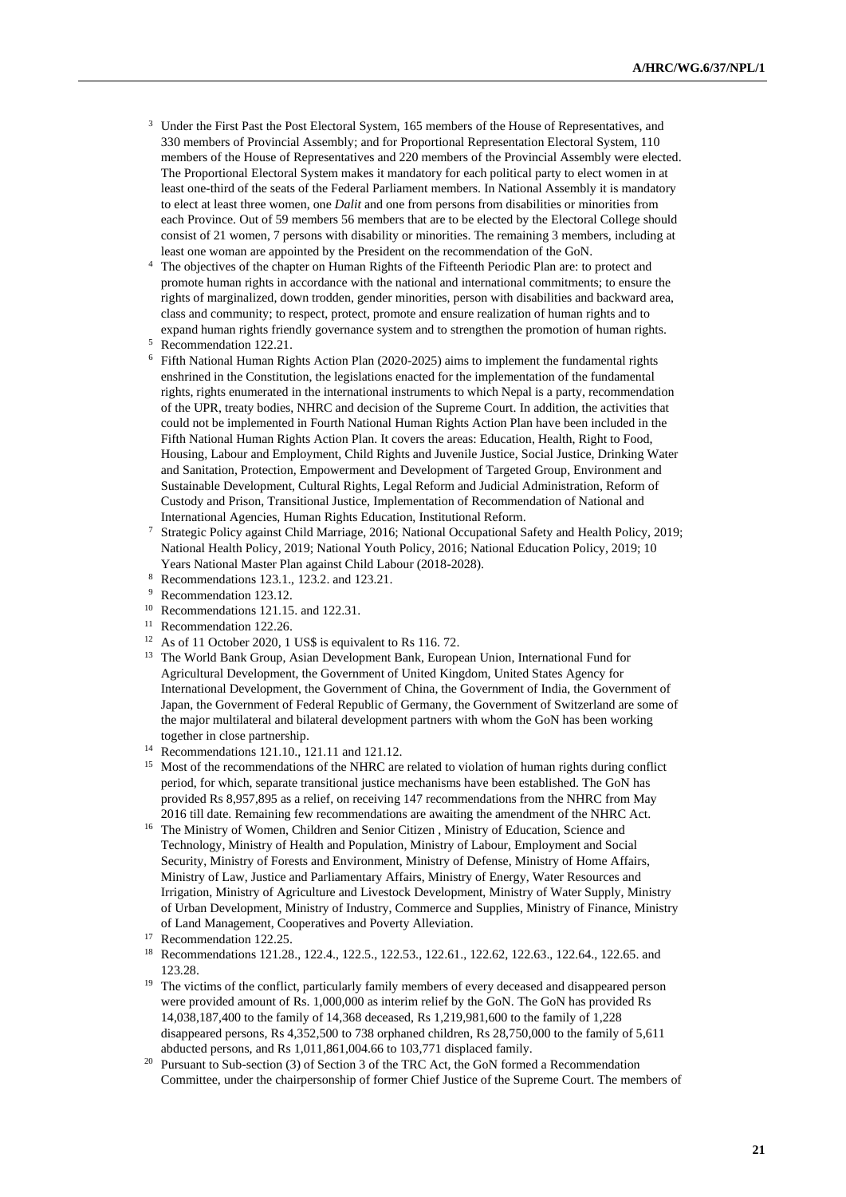[3] Under the First Past the Post Electoral System, 165 members of the House of Representatives, and 330 members of Provincial Assembly; and for Proportional Representation Electoral System, 110 members of the House of Representatives and 220 members of the Provincial Assembly were elected. The Proportional Electoral System makes it mandatory for each political party to elect women in at least one-third of the seats of the Federal Parliament members. In National Assembly it is mandatory to elect at least three women, one *Dalit* and one from persons from disabilities or minorities from each Province. Out of 59 members 56 members that are to be elected by the Electoral College should consist of 21 women, 7 persons with disability or minorities. The remaining 3 members, including at least one woman are appointed by the President on the recommendation of the GoN.

[4] The objectives of the chapter on Human Rights of the Fifteenth Periodic Plan are: to protect and promote human rights in accordance with the national and international commitments; to ensure the rights of marginalized, down trodden, gender minorities, person with disabilities and backward area, class and community; to respect, protect, promote and ensure realization of human rights and to expand human rights friendly governance system and to strengthen the promotion of human rights.

[5] Recommendation 122.21.

[6] Fifth National Human Rights Action Plan (2020-2025) aims to implement the fundamental rights enshrined in the Constitution, the legislations enacted for the implementation of the fundamental rights, rights enumerated in the international instruments to which Nepal is a party, recommendation of the UPR, treaty bodies, NHRC and decision of the Supreme Court. In addition, the activities that could not be implemented in Fourth National Human Rights Action Plan have been included in the Fifth National Human Rights Action Plan. It covers the areas: Education, Health, Right to Food, Housing, Labour and Employment, Child Rights and Juvenile Justice, Social Justice, Drinking Water and Sanitation, Protection, Empowerment and Development of Targeted Group, Environment and Sustainable Development, Cultural Rights, Legal Reform and Judicial Administration, Reform of Custody and Prison, Transitional Justice, Implementation of Recommendation of National and International Agencies, Human Rights Education, Institutional Reform.

[7] Strategic Policy against Child Marriage, 2016; National Occupational Safety and Health Policy, 2019; National Health Policy, 2019; National Youth Policy, 2016; National Education Policy, 2019; 10 Years National Master Plan against Child Labour (2018-2028).

[8] Recommendations 123.1., 123.2. and 123.21.

[9] Recommendation 123.12.

[10] Recommendations 121.15. and 122.31.

[11] Recommendation 122.26.

[12] As of 11 October 2020, 1 US$ is equivalent to Rs 116. 72.

[13] The World Bank Group, Asian Development Bank, European Union, International Fund for Agricultural Development, the Government of United Kingdom, United States Agency for International Development, the Government of China, the Government of India, the Government of Japan, the Government of Federal Republic of Germany, the Government of Switzerland are some of the major multilateral and bilateral development partners with whom the GoN has been working together in close partnership.

[14] Recommendations 121.10., 121.11 and 121.12.

[15] Most of the recommendations of the NHRC are related to violation of human rights during conflict period, for which, separate transitional justice mechanisms have been established. The GoN has provided Rs 8,957,895 as a relief, on receiving 147 recommendations from the NHRC from May 2016 till date. Remaining few recommendations are awaiting the amendment of the NHRC Act.

[16] The Ministry of Women, Children and Senior Citizen , Ministry of Education, Science and Technology, Ministry of Health and Population, Ministry of Labour, Employment and Social Security, Ministry of Forests and Environment, Ministry of Defense, Ministry of Home Affairs, Ministry of Law, Justice and Parliamentary Affairs, Ministry of Energy, Water Resources and Irrigation, Ministry of Agriculture and Livestock Development, Ministry of Water Supply, Ministry of Urban Development, Ministry of Industry, Commerce and Supplies, Ministry of Finance, Ministry of Land Management, Cooperatives and Poverty Alleviation.

[17] Recommendation 122.25.

[18] Recommendations 121.28., 122.4., 122.5., 122.53., 122.61., 122.62, 122.63., 122.64., 122.65. and 123.28.

[19] The victims of the conflict, particularly family members of every deceased and disappeared person were provided amount of Rs. 1,000,000 as interim relief by the GoN. The GoN has provided Rs 14,038,187,400 to the family of 14,368 deceased, Rs 1,219,981,600 to the family of 1,228 disappeared persons, Rs 4,352,500 to 738 orphaned children, Rs 28,750,000 to the family of 5,611 abducted persons, and Rs 1,011,861,004.66 to 103,771 displaced family.

[20] Pursuant to Sub-section (3) of Section 3 of the TRC Act, the GoN formed a Recommendation Committee, under the chairpersonship of former Chief Justice of the Supreme Court. The members of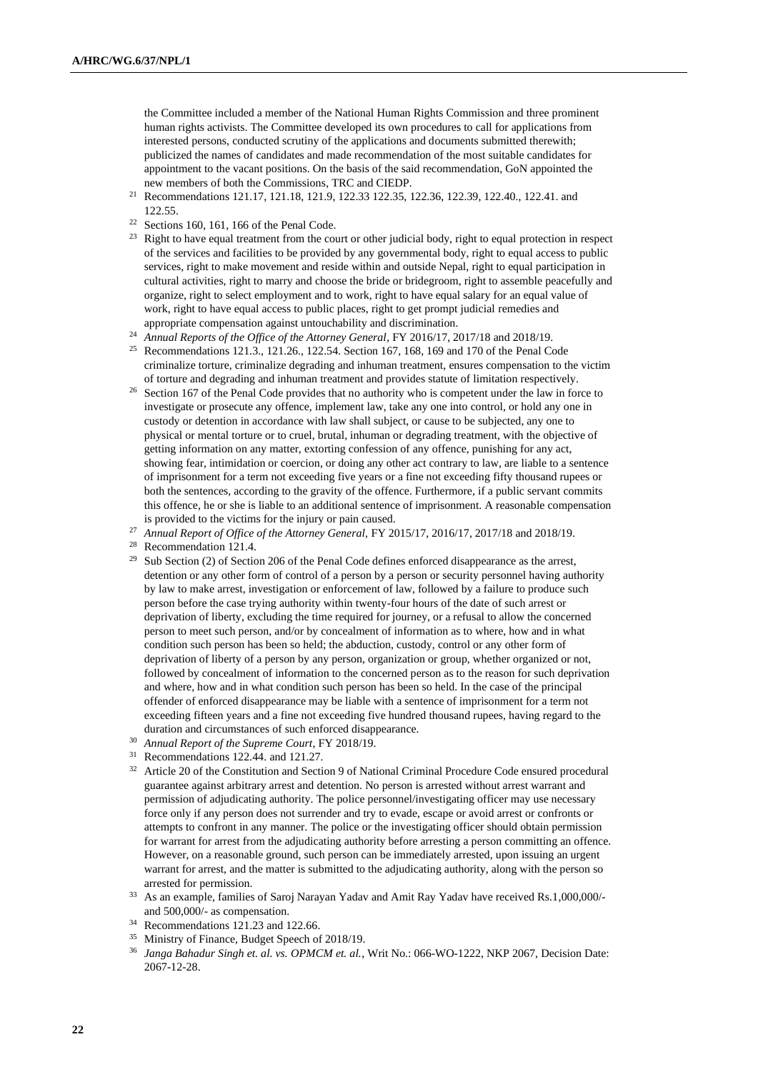the Committee included a member of the National Human Rights Commission and three prominent human rights activists. The Committee developed its own procedures to call for applications from interested persons, conducted scrutiny of the applications and documents submitted therewith; publicized the names of candidates and made recommendation of the most suitable candidates for appointment to the vacant positions. On the basis of the said recommendation, GoN appointed the new members of both the Commissions, TRC and CIEDP.

[21] Recommendations 121.17, 121.18, 121.9, 122.33 122.35, 122.36, 122.39, 122.40., 122.41. and 122.55.

[22] Sections 160, 161, 166 of the Penal Code.

[23] Right to have equal treatment from the court or other judicial body, right to equal protection in respect of the services and facilities to be provided by any governmental body, right to equal access to public services, right to make movement and reside within and outside Nepal, right to equal participation in cultural activities, right to marry and choose the bride or bridegroom, right to assemble peacefully and organize, right to select employment and to work, right to have equal salary for an equal value of work, right to have equal access to public places, right to get prompt judicial remedies and appropriate compensation against untouchability and discrimination.

[24] *Annual Reports of the Office of the Attorney General*, FY 2016/17, 2017/18 and 2018/19.

[25] Recommendations 121.3., 121.26., 122.54. Section 167, 168, 169 and 170 of the Penal Code criminalize torture, criminalize degrading and inhuman treatment, ensures compensation to the victim of torture and degrading and inhuman treatment and provides statute of limitation respectively.

[26] Section 167 of the Penal Code provides that no authority who is competent under the law in force to investigate or prosecute any offence, implement law, take any one into control, or hold any one in custody or detention in accordance with law shall subject, or cause to be subjected, any one to physical or mental torture or to cruel, brutal, inhuman or degrading treatment, with the objective of getting information on any matter, extorting confession of any offence, punishing for any act, showing fear, intimidation or coercion, or doing any other act contrary to law, are liable to a sentence of imprisonment for a term not exceeding five years or a fine not exceeding fifty thousand rupees or both the sentences, according to the gravity of the offence. Furthermore, if a public servant commits this offence, he or she is liable to an additional sentence of imprisonment. A reasonable compensation is provided to the victims for the injury or pain caused.

[27] *Annual Report of Office of the Attorney General*, FY 2015/17, 2016/17, 2017/18 and 2018/19.

[28] Recommendation 121.4.

[29] Sub Section (2) of Section 206 of the Penal Code defines enforced disappearance as the arrest, detention or any other form of control of a person by a person or security personnel having authority by law to make arrest, investigation or enforcement of law, followed by a failure to produce such person before the case trying authority within twenty-four hours of the date of such arrest or deprivation of liberty, excluding the time required for journey, or a refusal to allow the concerned person to meet such person, and/or by concealment of information as to where, how and in what condition such person has been so held; the abduction, custody, control or any other form of deprivation of liberty of a person by any person, organization or group, whether organized or not, followed by concealment of information to the concerned person as to the reason for such deprivation and where, how and in what condition such person has been so held. In the case of the principal offender of enforced disappearance may be liable with a sentence of imprisonment for a term not exceeding fifteen years and a fine not exceeding five hundred thousand rupees, having regard to the duration and circumstances of such enforced disappearance.

[30] *Annual Report of the Supreme Court*, FY 2018/19.

[31] Recommendations 122.44. and 121.27.

[32] Article 20 of the Constitution and Section 9 of National Criminal Procedure Code ensured procedural guarantee against arbitrary arrest and detention. No person is arrested without arrest warrant and permission of adjudicating authority. The police personnel/investigating officer may use necessary force only if any person does not surrender and try to evade, escape or avoid arrest or confronts or attempts to confront in any manner. The police or the investigating officer should obtain permission for warrant for arrest from the adjudicating authority before arresting a person committing an offence. However, on a reasonable ground, such person can be immediately arrested, upon issuing an urgent warrant for arrest, and the matter is submitted to the adjudicating authority, along with the person so arrested for permission.

[33] As an example, families of Saroj Narayan Yadav and Amit Ray Yadav have received Rs.1,000,000/- and 500,000/- as compensation.

[34] Recommendations 121.23 and 122.66.

[35] Ministry of Finance, Budget Speech of 2018/19.

[36] *Janga Bahadur Singh et. al. vs. OPMCM et. al.*, Writ No.: 066-WO-1222, NKP 2067, Decision Date: 2067-12-28.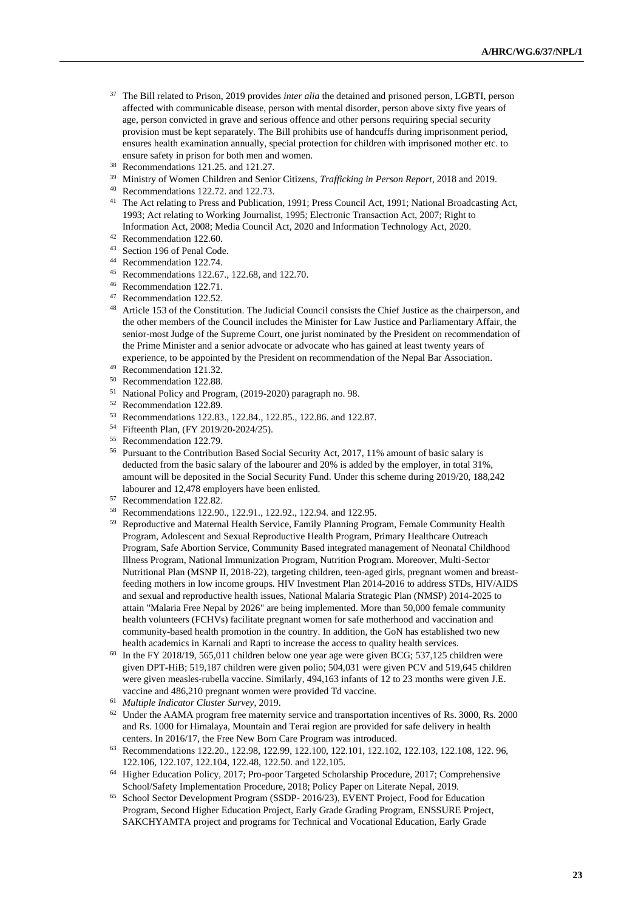[37] The Bill related to Prison, 2019 provides *inter alia* the detained and prisoned person, LGBTI, person affected with communicable disease, person with mental disorder, person above sixty five years of age, person convicted in grave and serious offence and other persons requiring special security provision must be kept separately. The Bill prohibits use of handcuffs during imprisonment period, ensures health examination annually, special protection for children with imprisoned mother etc. to ensure safety in prison for both men and women.

[38] Recommendations 121.25. and 121.27.

[39] Ministry of Women Children and Senior Citizens, *Trafficking in Person Report*, 2018 and 2019.

[40] Recommendations 122.72. and 122.73.

[41] The Act relating to Press and Publication, 1991; Press Council Act, 1991; National Broadcasting Act, 1993; Act relating to Working Journalist, 1995; Electronic Transaction Act, 2007; Right to Information Act, 2008; Media Council Act, 2020 and Information Technology Act, 2020.

[42] Recommendation 122.60.

[43] Section 196 of Penal Code.

[44] Recommendation 122.74.

[45] Recommendations 122.67., 122.68, and 122.70.

[46] Recommendation 122.71.

[47] Recommendation 122.52.

[48] Article 153 of the Constitution. The Judicial Council consists the Chief Justice as the chairperson, and the other members of the Council includes the Minister for Law Justice and Parliamentary Affair, the senior-most Judge of the Supreme Court, one jurist nominated by the President on recommendation of the Prime Minister and a senior advocate or advocate who has gained at least twenty years of experience, to be appointed by the President on recommendation of the Nepal Bar Association.

[49] Recommendation 121.32.

[50] Recommendation 122.88.

[51] National Policy and Program, (2019-2020) paragraph no. 98.

[52] Recommendation 122.89.

[53] Recommendations 122.83., 122.84., 122.85., 122.86. and 122.87.

[54] Fifteenth Plan, (FY 2019/20-2024/25).

[55] Recommendation 122.79.

[56] Pursuant to the Contribution Based Social Security Act, 2017, 11% amount of basic salary is deducted from the basic salary of the labourer and 20% is added by the employer, in total 31%, amount will be deposited in the Social Security Fund. Under this scheme during 2019/20, 188,242 labourer and 12,478 employers have been enlisted.

[57] Recommendation 122.82.

[58] Recommendations 122.90., 122.91., 122.92., 122.94. and 122.95.

[59] Reproductive and Maternal Health Service, Family Planning Program, Female Community Health Program, Adolescent and Sexual Reproductive Health Program, Primary Healthcare Outreach Program, Safe Abortion Service, Community Based integrated management of Neonatal Childhood Illness Program, National Immunization Program, Nutrition Program. Moreover, Multi-Sector Nutritional Plan (MSNP II, 2018-22), targeting children, teen-aged girls, pregnant women and breast-feeding mothers in low income groups. HIV Investment Plan 2014-2016 to address STDs, HIV/AIDS and sexual and reproductive health issues, National Malaria Strategic Plan (NMSP) 2014-2025 to attain "Malaria Free Nepal by 2026" are being implemented. More than 50,000 female community health volunteers (FCHVs) facilitate pregnant women for safe motherhood and vaccination and community-based health promotion in the country. In addition, the GoN has established two new health academics in Karnali and Rapti to increase the access to quality health services.

[60] In the FY 2018/19, 565,011 children below one year age were given BCG; 537,125 children were given DPT-HiB; 519,187 children were given polio; 504,031 were given PCV and 519,645 children were given measles-rubella vaccine. Similarly, 494,163 infants of 12 to 23 months were given J.E. vaccine and 486,210 pregnant women were provided Td vaccine.

[61] *Multiple Indicator Cluster Survey*, 2019.

[62] Under the AAMA program free maternity service and transportation incentives of Rs. 3000, Rs. 2000 and Rs. 1000 for Himalaya, Mountain and Terai region are provided for safe delivery in health centers. In 2016/17, the Free New Born Care Program was introduced.

[63] Recommendations 122.20., 122.98, 122.99, 122.100, 122.101, 122.102, 122.103, 122.108, 122. 96, 122.106, 122.107, 122.104, 122.48, 122.50. and 122.105.

[64] Higher Education Policy, 2017; Pro-poor Targeted Scholarship Procedure, 2017; Comprehensive School/Safety Implementation Procedure, 2018; Policy Paper on Literate Nepal, 2019.

[65] School Sector Development Program (SSDP- 2016/23), EVENT Project, Food for Education Program, Second Higher Education Project, Early Grade Grading Program, ENSSURE Project, SAKCHYAMTA project and programs for Technical and Vocational Education, Early Grade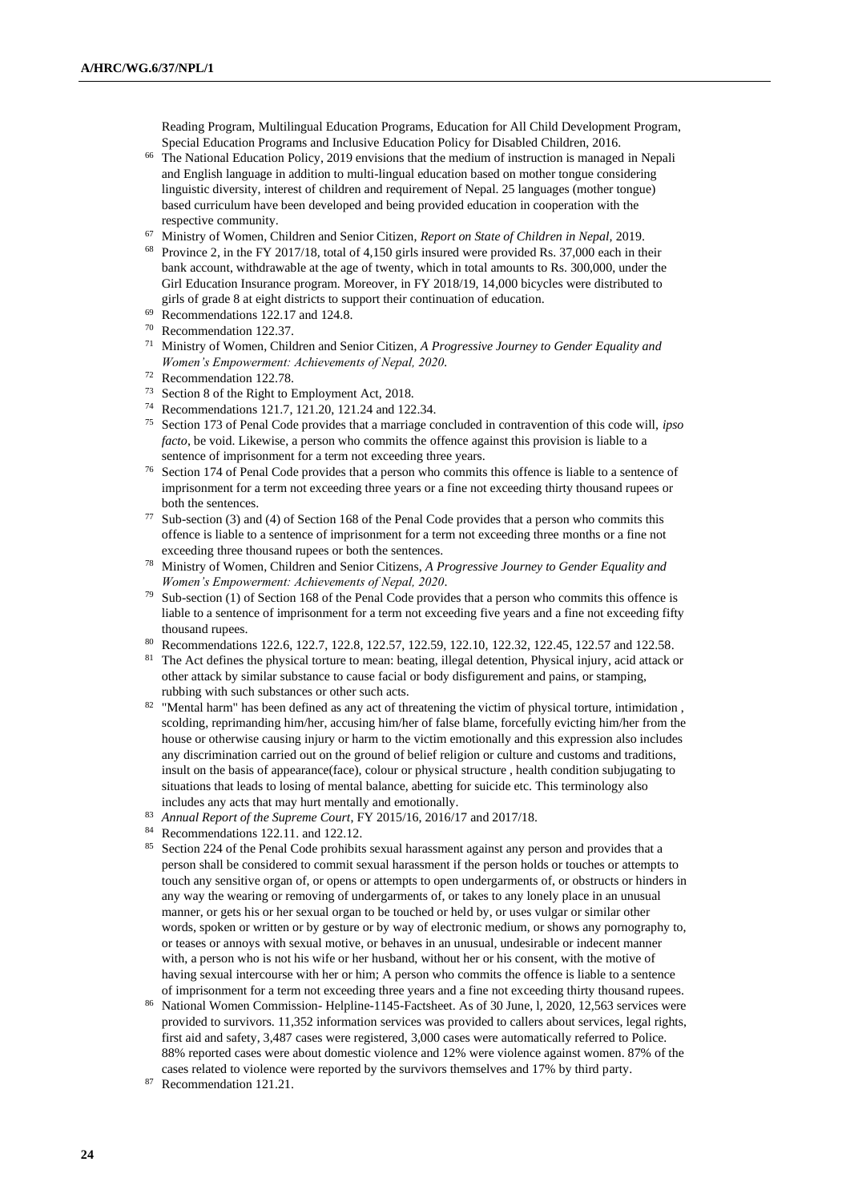Reading Program, Multilingual Education Programs, Education for All Child Development Program, Special Education Programs and Inclusive Education Policy for Disabled Children, 2016.

[66] The National Education Policy, 2019 envisions that the medium of instruction is managed in Nepali and English language in addition to multi-lingual education based on mother tongue considering linguistic diversity, interest of children and requirement of Nepal. 25 languages (mother tongue) based curriculum have been developed and being provided education in cooperation with the respective community.

[67] Ministry of Women, Children and Senior Citizen, *Report on State of Children in Nepal*, 2019.

[68] Province 2, in the FY 2017/18, total of 4,150 girls insured were provided Rs. 37,000 each in their bank account, withdrawable at the age of twenty, which in total amounts to Rs. 300,000, under the Girl Education Insurance program. Moreover, in FY 2018/19, 14,000 bicycles were distributed to girls of grade 8 at eight districts to support their continuation of education.

[69] Recommendations 122.17 and 124.8.

[70] Recommendation 122.37.

[71] Ministry of Women, Children and Senior Citizen, *A Progressive Journey to Gender Equality and Women's Empowerment: Achievements of Nepal, 2020*.

[72] Recommendation 122.78.

[73] Section 8 of the Right to Employment Act, 2018.

[74] Recommendations 121.7, 121.20, 121.24 and 122.34.

[75] Section 173 of Penal Code provides that a marriage concluded in contravention of this code will, *ipso facto*, be void. Likewise, a person who commits the offence against this provision is liable to a sentence of imprisonment for a term not exceeding three years.

[76] Section 174 of Penal Code provides that a person who commits this offence is liable to a sentence of imprisonment for a term not exceeding three years or a fine not exceeding thirty thousand rupees or both the sentences.

[77] Sub-section (3) and (4) of Section 168 of the Penal Code provides that a person who commits this offence is liable to a sentence of imprisonment for a term not exceeding three months or a fine not exceeding three thousand rupees or both the sentences.

[78] Ministry of Women, Children and Senior Citizens, *A Progressive Journey to Gender Equality and Women's Empowerment: Achievements of Nepal, 2020*.

[79] Sub-section (1) of Section 168 of the Penal Code provides that a person who commits this offence is liable to a sentence of imprisonment for a term not exceeding five years and a fine not exceeding fifty thousand rupees.

[80] Recommendations 122.6, 122.7, 122.8, 122.57, 122.59, 122.10, 122.32, 122.45, 122.57 and 122.58.

[81] The Act defines the physical torture to mean: beating, illegal detention, Physical injury, acid attack or other attack by similar substance to cause facial or body disfigurement and pains, or stamping, rubbing with such substances or other such acts.

[82] "Mental harm" has been defined as any act of threatening the victim of physical torture, intimidation , scolding, reprimanding him/her, accusing him/her of false blame, forcefully evicting him/her from the house or otherwise causing injury or harm to the victim emotionally and this expression also includes any discrimination carried out on the ground of belief religion or culture and customs and traditions, insult on the basis of appearance(face), colour or physical structure , health condition subjugating to situations that leads to losing of mental balance, abetting for suicide etc. This terminology also includes any acts that may hurt mentally and emotionally.

[83] *Annual Report of the Supreme Court*, FY 2015/16, 2016/17 and 2017/18.

[84] Recommendations 122.11. and 122.12.

[85] Section 224 of the Penal Code prohibits sexual harassment against any person and provides that a person shall be considered to commit sexual harassment if the person holds or touches or attempts to touch any sensitive organ of, or opens or attempts to open undergarments of, or obstructs or hinders in any way the wearing or removing of undergarments of, or takes to any lonely place in an unusual manner, or gets his or her sexual organ to be touched or held by, or uses vulgar or similar other words, spoken or written or by gesture or by way of electronic medium, or shows any pornography to, or teases or annoys with sexual motive, or behaves in an unusual, undesirable or indecent manner with, a person who is not his wife or her husband, without her or his consent, with the motive of having sexual intercourse with her or him; A person who commits the offence is liable to a sentence of imprisonment for a term not exceeding three years and a fine not exceeding thirty thousand rupees.

[86] National Women Commission- Helpline-1145-Factsheet. As of 30 June, l, 2020, 12,563 services were provided to survivors. 11,352 information services was provided to callers about services, legal rights, first aid and safety, 3,487 cases were registered, 3,000 cases were automatically referred to Police. 88% reported cases were about domestic violence and 12% were violence against women. 87% of the cases related to violence were reported by the survivors themselves and 17% by third party.

[87] Recommendation 121.21.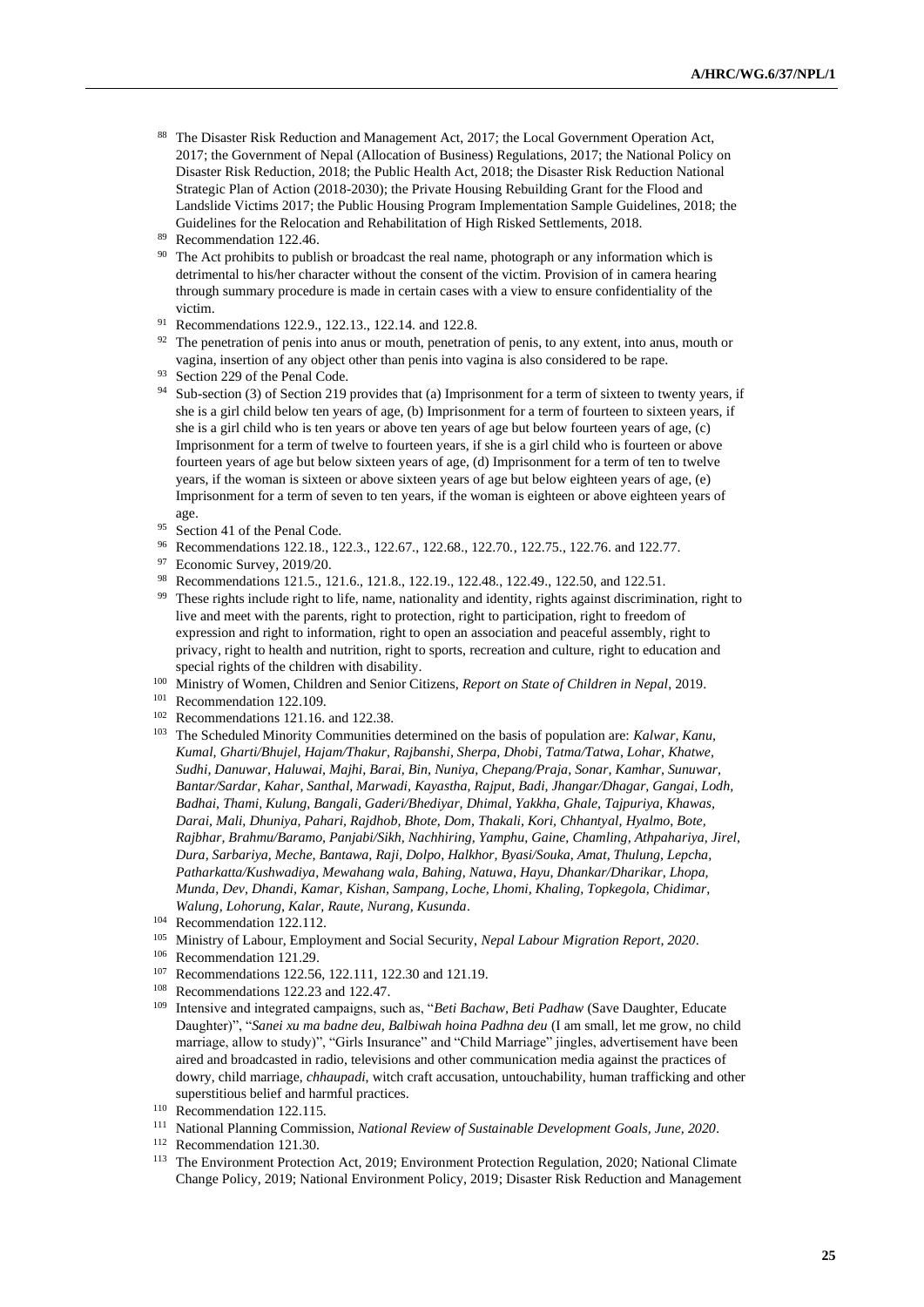[88] The Disaster Risk Reduction and Management Act, 2017; the Local Government Operation Act, 2017; the Government of Nepal (Allocation of Business) Regulations, 2017; the National Policy on Disaster Risk Reduction, 2018; the Public Health Act, 2018; the Disaster Risk Reduction National Strategic Plan of Action (2018-2030); the Private Housing Rebuilding Grant for the Flood and Landslide Victims 2017; the Public Housing Program Implementation Sample Guidelines, 2018; the Guidelines for the Relocation and Rehabilitation of High Risked Settlements, 2018.

[89] Recommendation 122.46.

[90] The Act prohibits to publish or broadcast the real name, photograph or any information which is detrimental to his/her character without the consent of the victim. Provision of in camera hearing through summary procedure is made in certain cases with a view to ensure confidentiality of the victim.

[91] Recommendations 122.9., 122.13., 122.14. and 122.8.

[92] The penetration of penis into anus or mouth, penetration of penis, to any extent, into anus, mouth or vagina, insertion of any object other than penis into vagina is also considered to be rape.

[93] Section 229 of the Penal Code.

[94] Sub-section (3) of Section 219 provides that (a) Imprisonment for a term of sixteen to twenty years, if she is a girl child below ten years of age, (b) Imprisonment for a term of fourteen to sixteen years, if she is a girl child who is ten years or above ten years of age but below fourteen years of age, (c) Imprisonment for a term of twelve to fourteen years, if she is a girl child who is fourteen or above fourteen years of age but below sixteen years of age, (d) Imprisonment for a term of ten to twelve years, if the woman is sixteen or above sixteen years of age but below eighteen years of age, (e) Imprisonment for a term of seven to ten years, if the woman is eighteen or above eighteen years of age.

[95] Section 41 of the Penal Code.

[96] Recommendations 122.18., 122.3., 122.67., 122.68., 122.70., 122.75., 122.76. and 122.77.

[97] Economic Survey, 2019/20.

[98] Recommendations 121.5., 121.6., 121.8., 122.19., 122.48., 122.49., 122.50, and 122.51.

[99] These rights include right to life, name, nationality and identity, rights against discrimination, right to live and meet with the parents, right to protection, right to participation, right to freedom of expression and right to information, right to open an association and peaceful assembly, right to privacy, right to health and nutrition, right to sports, recreation and culture, right to education and special rights of the children with disability.

[100] Ministry of Women, Children and Senior Citizens, *Report on State of Children in Nepal*, 2019.

[101] Recommendation 122.109.

[102] Recommendations 121.16. and 122.38.

[103] The Scheduled Minority Communities determined on the basis of population are: *Kalwar, Kanu, Kumal, Gharti/Bhujel, Hajam/Thakur, Rajbanshi, Sherpa, Dhobi, Tatma/Tatwa, Lohar, Khatwe, Sudhi, Danuwar, Haluwai, Majhi, Barai, Bin, Nuniya, Chepang/Praja, Sonar, Kamhar, Sunuwar, Bantar/Sardar, Kahar, Santhal, Marwadi, Kayastha, Rajput, Badi, Jhangar/Dhagar, Gangai, Lodh, Badhai, Thami, Kulung, Bangali, Gaderi/Bhediyar, Dhimal, Yakkha, Ghale, Tajpuriya, Khawas, Darai, Mali, Dhuniya, Pahari, Rajdhob, Bhote, Dom, Thakali, Kori, Chhantyal, Hyalmo, Bote, Rajbhar, Brahmu/Baramo, Panjabi/Sikh, Nachhiring, Yamphu, Gaine, Chamling, Athpahariya, Jirel, Dura, Sarbariya, Meche, Bantawa, Raji, Dolpo, Halkhor, Byasi/Souka, Amat, Thulung, Lepcha, Patharkatta/Kushwadiya, Mewahang wala, Bahing, Natuwa, Hayu, Dhankar/Dharikar, Lhopa, Munda, Dev, Dhandi, Kamar, Kishan, Sampang, Loche, Lhomi, Khaling, Topkegola, Chidimar, Walung, Lohorung, Kalar, Raute, Nurang, Kusunda*.

[104] Recommendation 122.112.

[105] Ministry of Labour, Employment and Social Security, *Nepal Labour Migration Report, 2020*.

[106] Recommendation 121.29.

[107] Recommendations 122.56, 122.111, 122.30 and 121.19.

[108] Recommendations 122.23 and 122.47.

[109] Intensive and integrated campaigns, such as, "*Beti Bachaw, Beti Padhaw* (Save Daughter, Educate Daughter)", "*Sanei xu ma badne deu, Balbiwah hoina Padhna deu* (I am small, let me grow, no child marriage, allow to study)", "Girls Insurance" and "Child Marriage" jingles, advertisement have been aired and broadcasted in radio, televisions and other communication media against the practices of dowry, child marriage, *chhaupadi*, witch craft accusation, untouchability, human trafficking and other superstitious belief and harmful practices.

[110] Recommendation 122.115.

[111] National Planning Commission, *National Review of Sustainable Development Goals, June, 2020*.

[112] Recommendation 121.30.

[113] The Environment Protection Act, 2019; Environment Protection Regulation, 2020; National Climate Change Policy, 2019; National Environment Policy, 2019; Disaster Risk Reduction and Management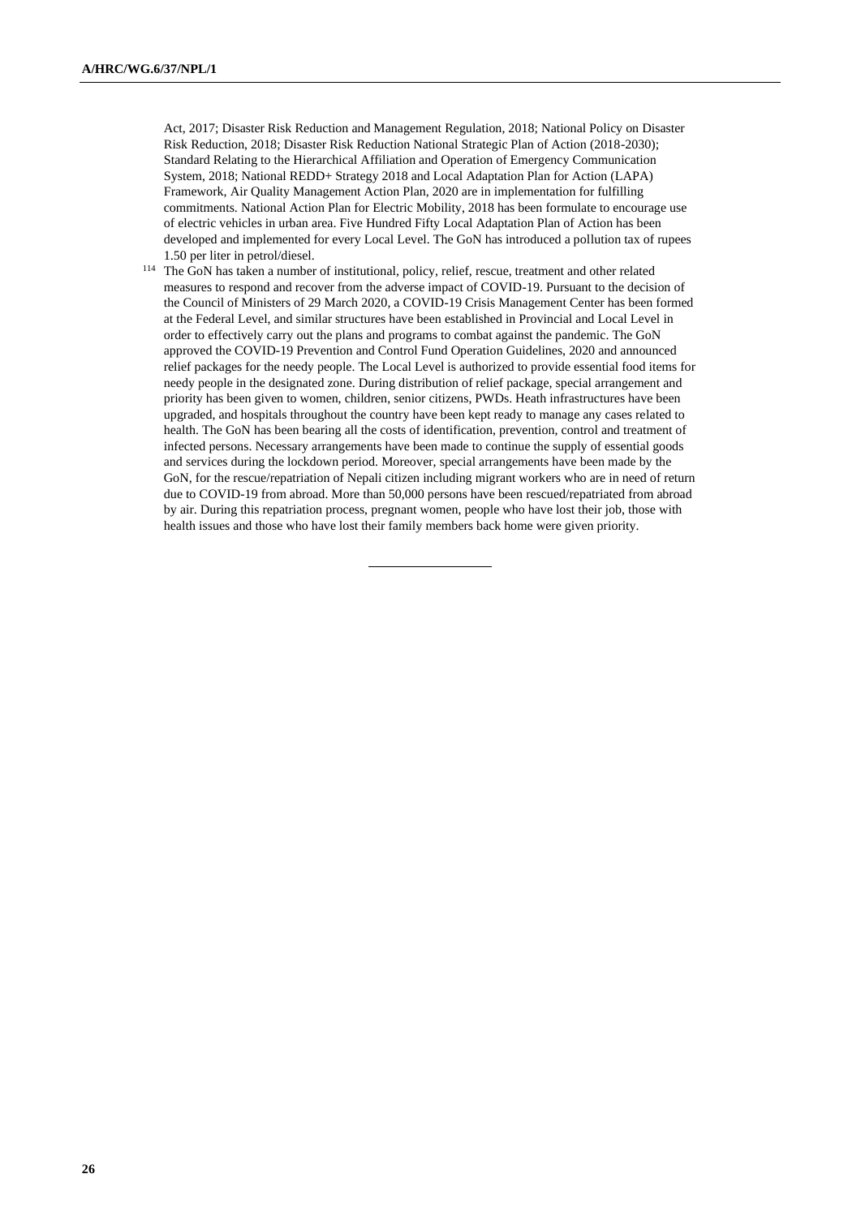Act, 2017; Disaster Risk Reduction and Management Regulation, 2018; National Policy on Disaster Risk Reduction, 2018; Disaster Risk Reduction National Strategic Plan of Action (2018-2030); Standard Relating to the Hierarchical Affiliation and Operation of Emergency Communication System, 2018; National REDD+ Strategy 2018 and Local Adaptation Plan for Action (LAPA) Framework, Air Quality Management Action Plan, 2020 are in implementation for fulfilling commitments. National Action Plan for Electric Mobility, 2018 has been formulate to encourage use of electric vehicles in urban area. Five Hundred Fifty Local Adaptation Plan of Action has been developed and implemented for every Local Level. The GoN has introduced a pollution tax of rupees 1.50 per liter in petrol/diesel.

[114] The GoN has taken a number of institutional, policy, relief, rescue, treatment and other related measures to respond and recover from the adverse impact of COVID-19. Pursuant to the decision of the Council of Ministers of 29 March 2020, a COVID-19 Crisis Management Center has been formed at the Federal Level, and similar structures have been established in Provincial and Local Level in order to effectively carry out the plans and programs to combat against the pandemic. The GoN approved the COVID-19 Prevention and Control Fund Operation Guidelines, 2020 and announced relief packages for the needy people. The Local Level is authorized to provide essential food items for needy people in the designated zone. During distribution of relief package, special arrangement and priority has been given to women, children, senior citizens, PWDs. Heath infrastructures have been upgraded, and hospitals throughout the country have been kept ready to manage any cases related to health. The GoN has been bearing all the costs of identification, prevention, control and treatment of infected persons. Necessary arrangements have been made to continue the supply of essential goods and services during the lockdown period. Moreover, special arrangements have been made by the GoN, for the rescue/repatriation of Nepali citizen including migrant workers who are in need of return due to COVID-19 from abroad. More than 50,000 persons have been rescued/repatriated from abroad by air. During this repatriation process, pregnant women, people who have lost their job, those with health issues and those who have lost their family members back home were given priority.